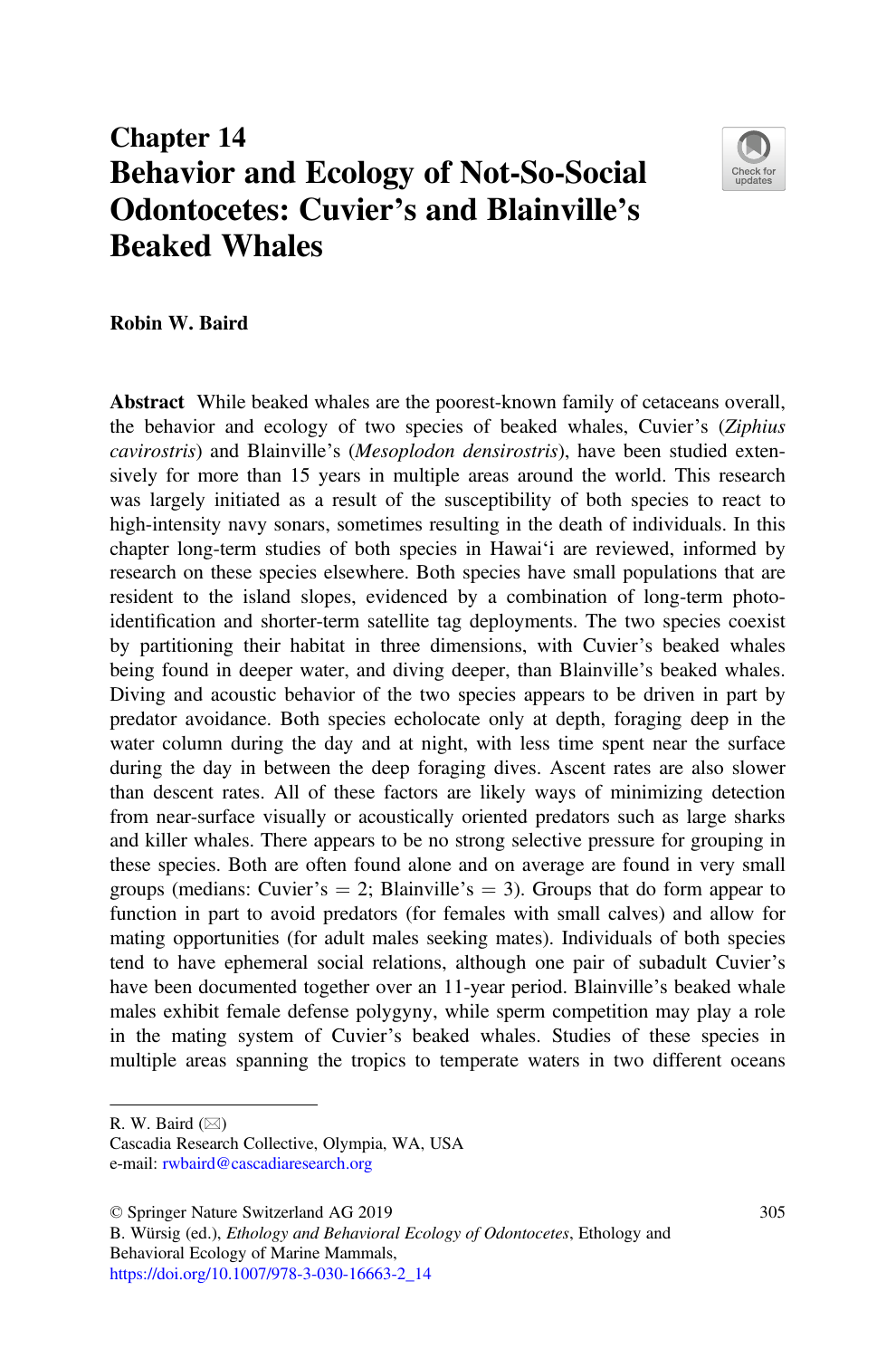# Chapter 14
# Behavior and Ecology of Not-So-Social Odontocetes: Cuvier's and Blainville's Beaked Whales

**Robin W. Baird**

**Abstract** While beaked whales are the poorest-known family of cetaceans overall, the behavior and ecology of two species of beaked whales, Cuvier's (*Ziphius cavirostris*) and Blainville's (*Mesoplodon densirostris*), have been studied extensively for more than 15 years in multiple areas around the world. This research was largely initiated as a result of the susceptibility of both species to react to high-intensity navy sonars, sometimes resulting in the death of individuals. In this chapter long-term studies of both species in Hawai'i are reviewed, informed by research on these species elsewhere. Both species have small populations that are resident to the island slopes, evidenced by a combination of long-term photo-identification and shorter-term satellite tag deployments. The two species coexist by partitioning their habitat in three dimensions, with Cuvier's beaked whales being found in deeper water, and diving deeper, than Blainville's beaked whales. Diving and acoustic behavior of the two species appears to be driven in part by predator avoidance. Both species echolocate only at depth, foraging deep in the water column during the day and at night, with less time spent near the surface during the day in between the deep foraging dives. Ascent rates are also slower than descent rates. All of these factors are likely ways of minimizing detection from near-surface visually or acoustically oriented predators such as large sharks and killer whales. There appears to be no strong selective pressure for grouping in these species. Both are often found alone and on average are found in very small groups (medians: Cuvier's = 2; Blainville's = 3). Groups that do form appear to function in part to avoid predators (for females with small calves) and allow for mating opportunities (for adult males seeking mates). Individuals of both species tend to have ephemeral social relations, although one pair of subadult Cuvier's have been documented together over an 11-year period. Blainville's beaked whale males exhibit female defense polygyny, while sperm competition may play a role in the mating system of Cuvier's beaked whales. Studies of these species in multiple areas spanning the tropics to temperate waters in two different oceans

---

R. W. Baird (✉)
Cascadia Research Collective, Olympia, WA, USA
e-mail: rwbaird@cascadiaresearch.org

© Springer Nature Switzerland AG 2019
B. Würsig (ed.), *Ethology and Behavioral Ecology of Odontocetes*, Ethology and Behavioral Ecology of Marine Mammals,
https://doi.org/10.1007/978-3-030-16663-2_14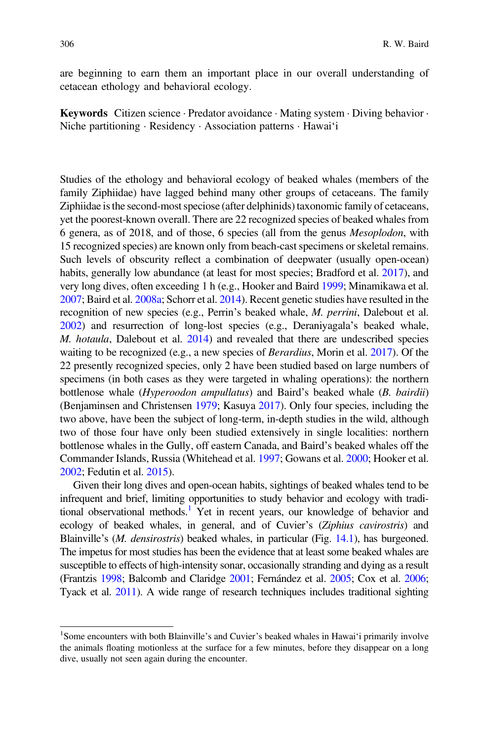are beginning to earn them an important place in our overall understanding of cetacean ethology and behavioral ecology.

**Keywords** Citizen science · Predator avoidance · Mating system · Diving behavior · Niche partitioning · Residency · Association patterns · Hawai‘i

Studies of the ethology and behavioral ecology of beaked whales (members of the family Ziphiidae) have lagged behind many other groups of cetaceans. The family Ziphiidae is the second-most speciose (after delphinids) taxonomic family of cetaceans, yet the poorest-known overall. There are 22 recognized species of beaked whales from 6 genera, as of 2018, and of those, 6 species (all from the genus *Mesoplodon*, with 15 recognized species) are known only from beach-cast specimens or skeletal remains. Such levels of obscurity reflect a combination of deepwater (usually open-ocean) habits, generally low abundance (at least for most species; Bradford et al. 2017), and very long dives, often exceeding 1 h (e.g., Hooker and Baird 1999; Minamikawa et al. 2007; Baird et al. 2008a; Schorr et al. 2014). Recent genetic studies have resulted in the recognition of new species (e.g., Perrin's beaked whale, *M. perrini*, Dalebout et al. 2002) and resurrection of long-lost species (e.g., Deraniyagala's beaked whale, *M. hotaula*, Dalebout et al. 2014) and revealed that there are undescribed species waiting to be recognized (e.g., a new species of *Berardius*, Morin et al. 2017). Of the 22 presently recognized species, only 2 have been studied based on large numbers of specimens (in both cases as they were targeted in whaling operations): the northern bottlenose whale (*Hyperoodon ampullatus*) and Baird's beaked whale (*B. bairdii*) (Benjaminsen and Christensen 1979; Kasuya 2017). Only four species, including the two above, have been the subject of long-term, in-depth studies in the wild, although two of those four have only been studied extensively in single localities: northern bottlenose whales in the Gully, off eastern Canada, and Baird's beaked whales off the Commander Islands, Russia (Whitehead et al. 1997; Gowans et al. 2000; Hooker et al. 2002; Fedutin et al. 2015).

Given their long dives and open-ocean habits, sightings of beaked whales tend to be infrequent and brief, limiting opportunities to study behavior and ecology with traditional observational methods.[1] Yet in recent years, our knowledge of behavior and ecology of beaked whales, in general, and of Cuvier's (*Ziphius cavirostris*) and Blainville's (*M. densirostris*) beaked whales, in particular (Fig. 14.1), has burgeoned. The impetus for most studies has been the evidence that at least some beaked whales are susceptible to effects of high-intensity sonar, occasionally stranding and dying as a result (Frantzis 1998; Balcomb and Claridge 2001; Fernández et al. 2005; Cox et al. 2006; Tyack et al. 2011). A wide range of research techniques includes traditional sighting

[1] Some encounters with both Blainville's and Cuvier's beaked whales in Hawai‘i primarily involve the animals floating motionless at the surface for a few minutes, before they disappear on a long dive, usually not seen again during the encounter.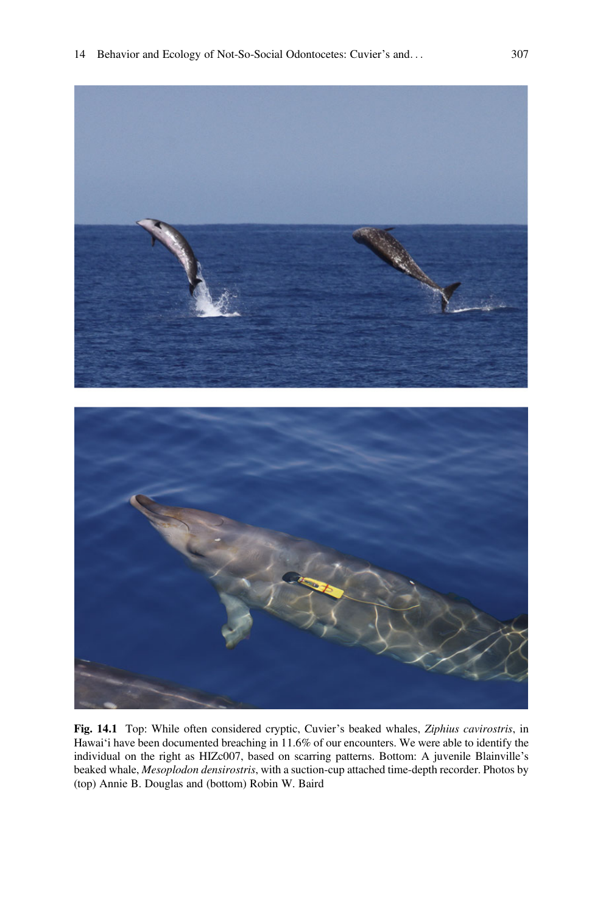**Fig. 14.1** Top: While often considered cryptic, Cuvier's beaked whales, *Ziphius cavirostris*, in Hawai'i have been documented breaching in 11.6% of our encounters. We were able to identify the individual on the right as HIZc007, based on scarring patterns. Bottom: A juvenile Blainville's beaked whale, *Mesoplodon densirostris*, with a suction-cup attached time-depth recorder. Photos by (top) Annie B. Douglas and (bottom) Robin W. Baird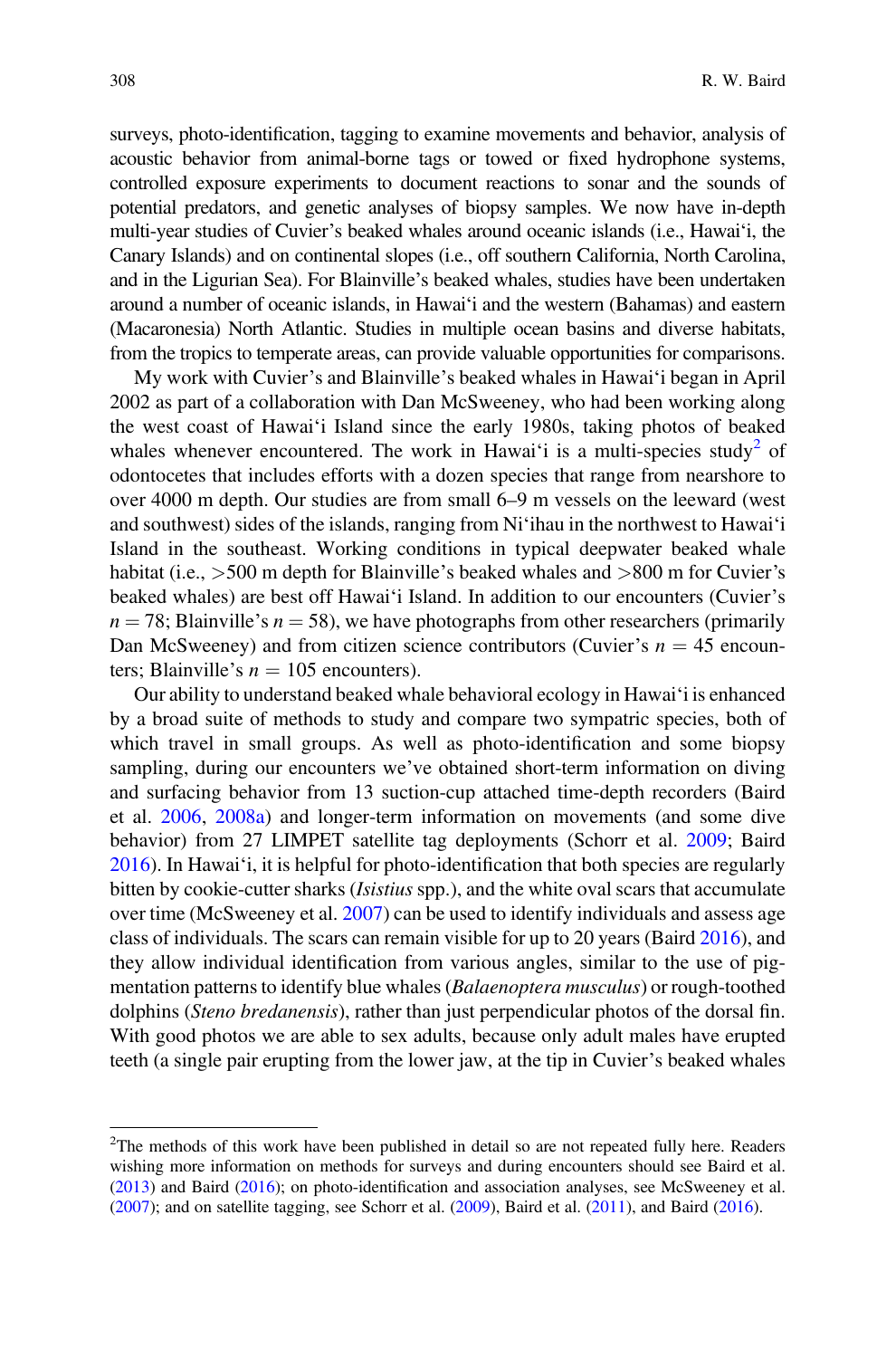surveys, photo-identification, tagging to examine movements and behavior, analysis of acoustic behavior from animal-borne tags or towed or fixed hydrophone systems, controlled exposure experiments to document reactions to sonar and the sounds of potential predators, and genetic analyses of biopsy samples. We now have in-depth multi-year studies of Cuvier's beaked whales around oceanic islands (i.e., Hawai'i, the Canary Islands) and on continental slopes (i.e., off southern California, North Carolina, and in the Ligurian Sea). For Blainville's beaked whales, studies have been undertaken around a number of oceanic islands, in Hawai'i and the western (Bahamas) and eastern (Macaronesia) North Atlantic. Studies in multiple ocean basins and diverse habitats, from the tropics to temperate areas, can provide valuable opportunities for comparisons.

My work with Cuvier's and Blainville's beaked whales in Hawai'i began in April 2002 as part of a collaboration with Dan McSweeney, who had been working along the west coast of Hawai'i Island since the early 1980s, taking photos of beaked whales whenever encountered. The work in Hawai'i is a multi-species study[2] of odontocetes that includes efforts with a dozen species that range from nearshore to over 4000 m depth. Our studies are from small 6–9 m vessels on the leeward (west and southwest) sides of the islands, ranging from Ni'ihau in the northwest to Hawai'i Island in the southeast. Working conditions in typical deepwater beaked whale habitat (i.e., >500 m depth for Blainville's beaked whales and >800 m for Cuvier's beaked whales) are best off Hawai'i Island. In addition to our encounters (Cuvier's $n = 78$; Blainville's $n = 58$), we have photographs from other researchers (primarily Dan McSweeney) and from citizen science contributors (Cuvier's $n = 45$ encounters; Blainville's $n = 105$ encounters).

Our ability to understand beaked whale behavioral ecology in Hawai'i is enhanced by a broad suite of methods to study and compare two sympatric species, both of which travel in small groups. As well as photo-identification and some biopsy sampling, during our encounters we've obtained short-term information on diving and surfacing behavior from 13 suction-cup attached time-depth recorders (Baird et al. 2006, 2008a) and longer-term information on movements (and some dive behavior) from 27 LIMPET satellite tag deployments (Schorr et al. 2009; Baird 2016). In Hawai'i, it is helpful for photo-identification that both species are regularly bitten by cookie-cutter sharks (*Isistius* spp.), and the white oval scars that accumulate over time (McSweeney et al. 2007) can be used to identify individuals and assess age class of individuals. The scars can remain visible for up to 20 years (Baird 2016), and they allow individual identification from various angles, similar to the use of pigmentation patterns to identify blue whales (*Balaenoptera musculus*) or rough-toothed dolphins (*Steno bredanensis*), rather than just perpendicular photos of the dorsal fin. With good photos we are able to sex adults, because only adult males have erupted teeth (a single pair erupting from the lower jaw, at the tip in Cuvier's beaked whales

[2] The methods of this work have been published in detail so are not repeated fully here. Readers wishing more information on methods for surveys and during encounters should see Baird et al. (2013) and Baird (2016); on photo-identification and association analyses, see McSweeney et al. (2007); and on satellite tagging, see Schorr et al. (2009), Baird et al. (2011), and Baird (2016).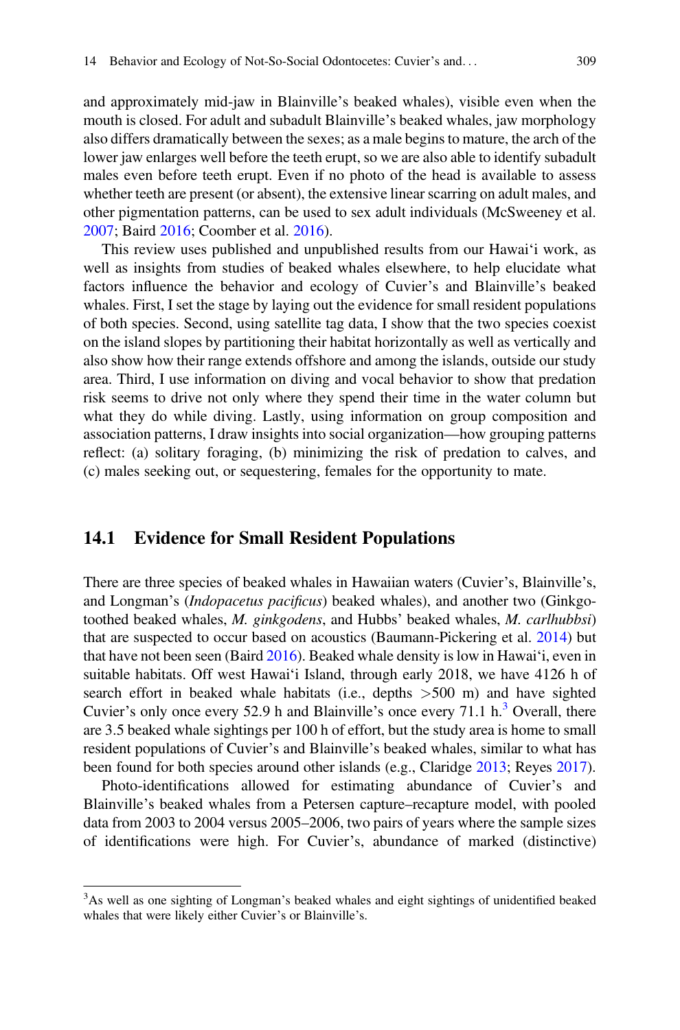and approximately mid-jaw in Blainville's beaked whales), visible even when the mouth is closed. For adult and subadult Blainville's beaked whales, jaw morphology also differs dramatically between the sexes; as a male begins to mature, the arch of the lower jaw enlarges well before the teeth erupt, so we are also able to identify subadult males even before teeth erupt. Even if no photo of the head is available to assess whether teeth are present (or absent), the extensive linear scarring on adult males, and other pigmentation patterns, can be used to sex adult individuals (McSweeney et al. 2007; Baird 2016; Coomber et al. 2016).

This review uses published and unpublished results from our Hawai'i work, as well as insights from studies of beaked whales elsewhere, to help elucidate what factors influence the behavior and ecology of Cuvier's and Blainville's beaked whales. First, I set the stage by laying out the evidence for small resident populations of both species. Second, using satellite tag data, I show that the two species coexist on the island slopes by partitioning their habitat horizontally as well as vertically and also show how their range extends offshore and among the islands, outside our study area. Third, I use information on diving and vocal behavior to show that predation risk seems to drive not only where they spend their time in the water column but what they do while diving. Lastly, using information on group composition and association patterns, I draw insights into social organization—how grouping patterns reflect: (a) solitary foraging, (b) minimizing the risk of predation to calves, and (c) males seeking out, or sequestering, females for the opportunity to mate.

## 14.1 Evidence for Small Resident Populations

There are three species of beaked whales in Hawaiian waters (Cuvier's, Blainville's, and Longman's (*Indopacetus pacificus*) beaked whales), and another two (Ginkgo-toothed beaked whales, *M. ginkgodens*, and Hubbs' beaked whales, *M. carlhubbsi*) that are suspected to occur based on acoustics (Baumann-Pickering et al. 2014) but that have not been seen (Baird 2016). Beaked whale density is low in Hawai'i, even in suitable habitats. Off west Hawai'i Island, through early 2018, we have 4126 h of search effort in beaked whale habitats (i.e., depths >500 m) and have sighted Cuvier's only once every 52.9 h and Blainville's once every 71.1 h.[3] Overall, there are 3.5 beaked whale sightings per 100 h of effort, but the study area is home to small resident populations of Cuvier's and Blainville's beaked whales, similar to what has been found for both species around other islands (e.g., Claridge 2013; Reyes 2017).

Photo-identifications allowed for estimating abundance of Cuvier's and Blainville's beaked whales from a Petersen capture–recapture model, with pooled data from 2003 to 2004 versus 2005–2006, two pairs of years where the sample sizes of identifications were high. For Cuvier's, abundance of marked (distinctive)

[3] As well as one sighting of Longman's beaked whales and eight sightings of unidentified beaked whales that were likely either Cuvier's or Blainville's.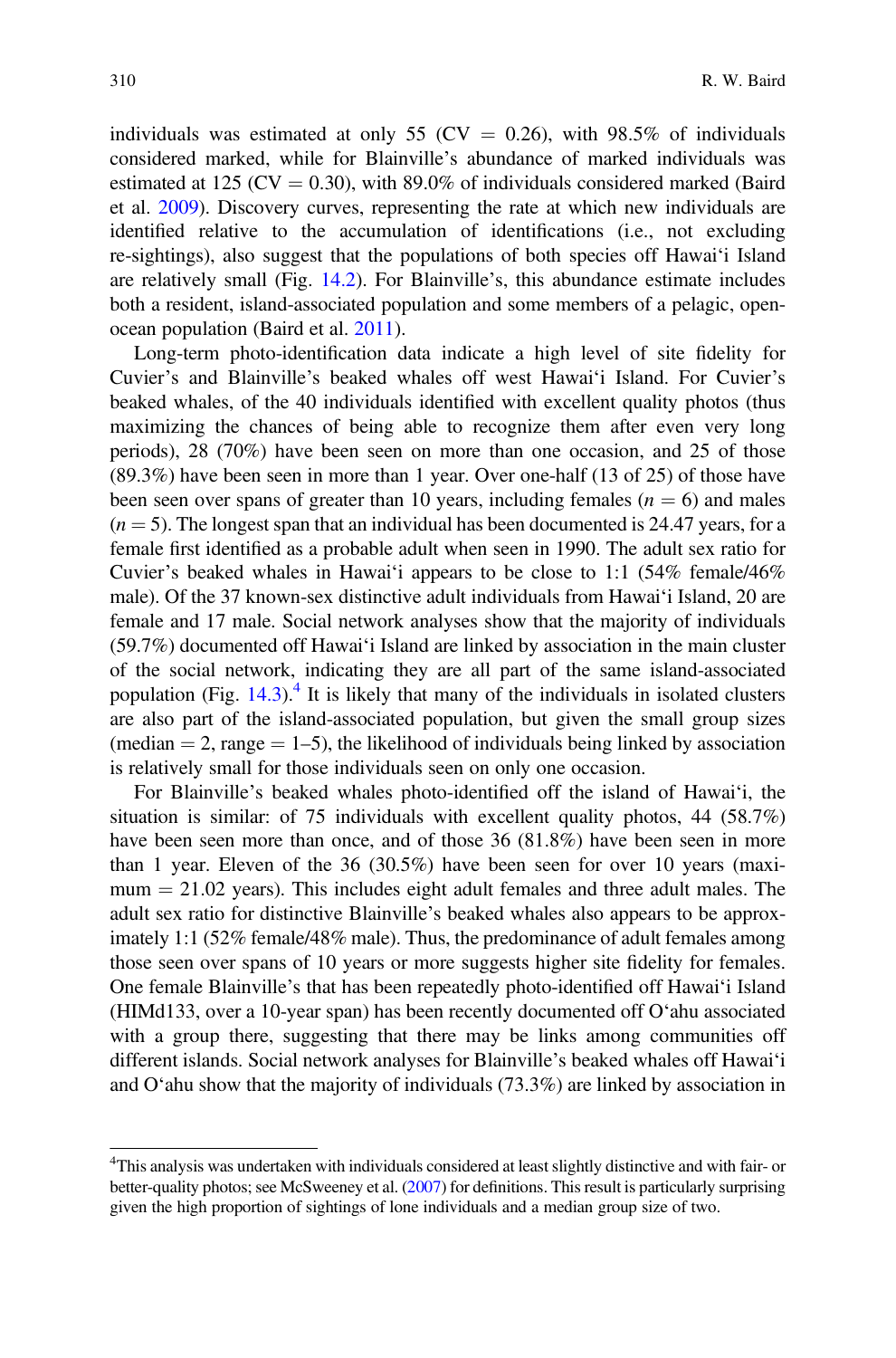individuals was estimated at only 55 (CV = 0.26), with 98.5% of individuals considered marked, while for Blainville's abundance of marked individuals was estimated at 125 (CV = 0.30), with 89.0% of individuals considered marked (Baird et al. 2009). Discovery curves, representing the rate at which new individuals are identified relative to the accumulation of identifications (i.e., not excluding re-sightings), also suggest that the populations of both species off Hawai'i Island are relatively small (Fig. 14.2). For Blainville's, this abundance estimate includes both a resident, island-associated population and some members of a pelagic, open-ocean population (Baird et al. 2011).

Long-term photo-identification data indicate a high level of site fidelity for Cuvier's and Blainville's beaked whales off west Hawai'i Island. For Cuvier's beaked whales, of the 40 individuals identified with excellent quality photos (thus maximizing the chances of being able to recognize them after even very long periods), 28 (70%) have been seen on more than one occasion, and 25 of those (89.3%) have been seen in more than 1 year. Over one-half (13 of 25) of those have been seen over spans of greater than 10 years, including females ($n = 6$) and males ($n = 5$). The longest span that an individual has been documented is 24.47 years, for a female first identified as a probable adult when seen in 1990. The adult sex ratio for Cuvier's beaked whales in Hawai'i appears to be close to 1:1 (54% female/46% male). Of the 37 known-sex distinctive adult individuals from Hawai'i Island, 20 are female and 17 male. Social network analyses show that the majority of individuals (59.7%) documented off Hawai'i Island are linked by association in the main cluster of the social network, indicating they are all part of the same island-associated population (Fig. 14.3).[4] It is likely that many of the individuals in isolated clusters are also part of the island-associated population, but given the small group sizes (median = 2, range = 1–5), the likelihood of individuals being linked by association is relatively small for those individuals seen on only one occasion.

For Blainville's beaked whales photo-identified off the island of Hawai'i, the situation is similar: of 75 individuals with excellent quality photos, 44 (58.7%) have been seen more than once, and of those 36 (81.8%) have been seen in more than 1 year. Eleven of the 36 (30.5%) have been seen for over 10 years (maximum = 21.02 years). This includes eight adult females and three adult males. The adult sex ratio for distinctive Blainville's beaked whales also appears to be approximately 1:1 (52% female/48% male). Thus, the predominance of adult females among those seen over spans of 10 years or more suggests higher site fidelity for females. One female Blainville's that has been repeatedly photo-identified off Hawai'i Island (HIMd133, over a 10-year span) has been recently documented off O'ahu associated with a group there, suggesting that there may be links among communities off different islands. Social network analyses for Blainville's beaked whales off Hawai'i and O'ahu show that the majority of individuals (73.3%) are linked by association in

[4]This analysis was undertaken with individuals considered at least slightly distinctive and with fair- or better-quality photos; see McSweeney et al. (2007) for definitions. This result is particularly surprising given the high proportion of sightings of lone individuals and a median group size of two.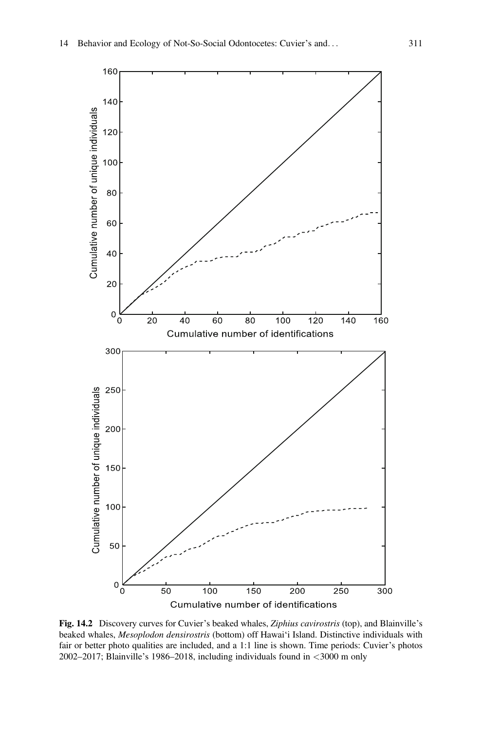**Fig. 14.2** Discovery curves for Cuvier's beaked whales, *Ziphius cavirostris* (top), and Blainville's beaked whales, *Mesoplodon densirostris* (bottom) off Hawai'i Island. Distinctive individuals with fair or better photo qualities are included, and a 1:1 line is shown. Time periods: Cuvier's photos 2002–2017; Blainville's 1986–2018, including individuals found in <3000 m only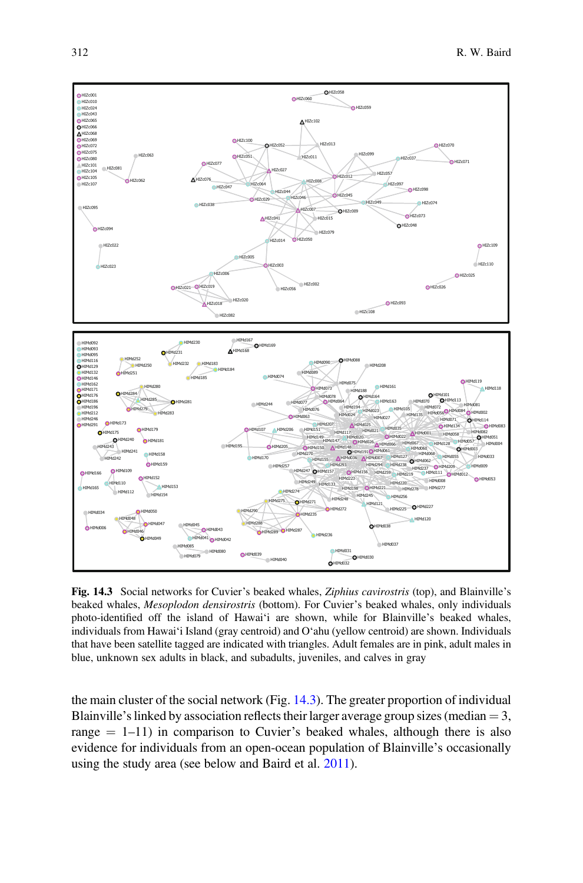**Fig. 14.3** Social networks for Cuvier's beaked whales, *Ziphius cavirostris* (top), and Blainville's beaked whales, *Mesoplodon densirostris* (bottom). For Cuvier's beaked whales, only individuals photo-identified off the island of Hawai'i are shown, while for Blainville's beaked whales, individuals from Hawai'i Island (gray centroid) and O'ahu (yellow centroid) are shown. Individuals that have been satellite tagged are indicated with triangles. Adult females are in pink, adult males in blue, unknown sex adults in black, and subadults, juveniles, and calves in gray

the main cluster of the social network (Fig. 14.3). The greater proportion of individual Blainville's linked by association reflects their larger average group sizes (median = 3, range = 1–11) in comparison to Cuvier's beaked whales, although there is also evidence for individuals from an open-ocean population of Blainville's occasionally using the study area (see below and Baird et al. 2011).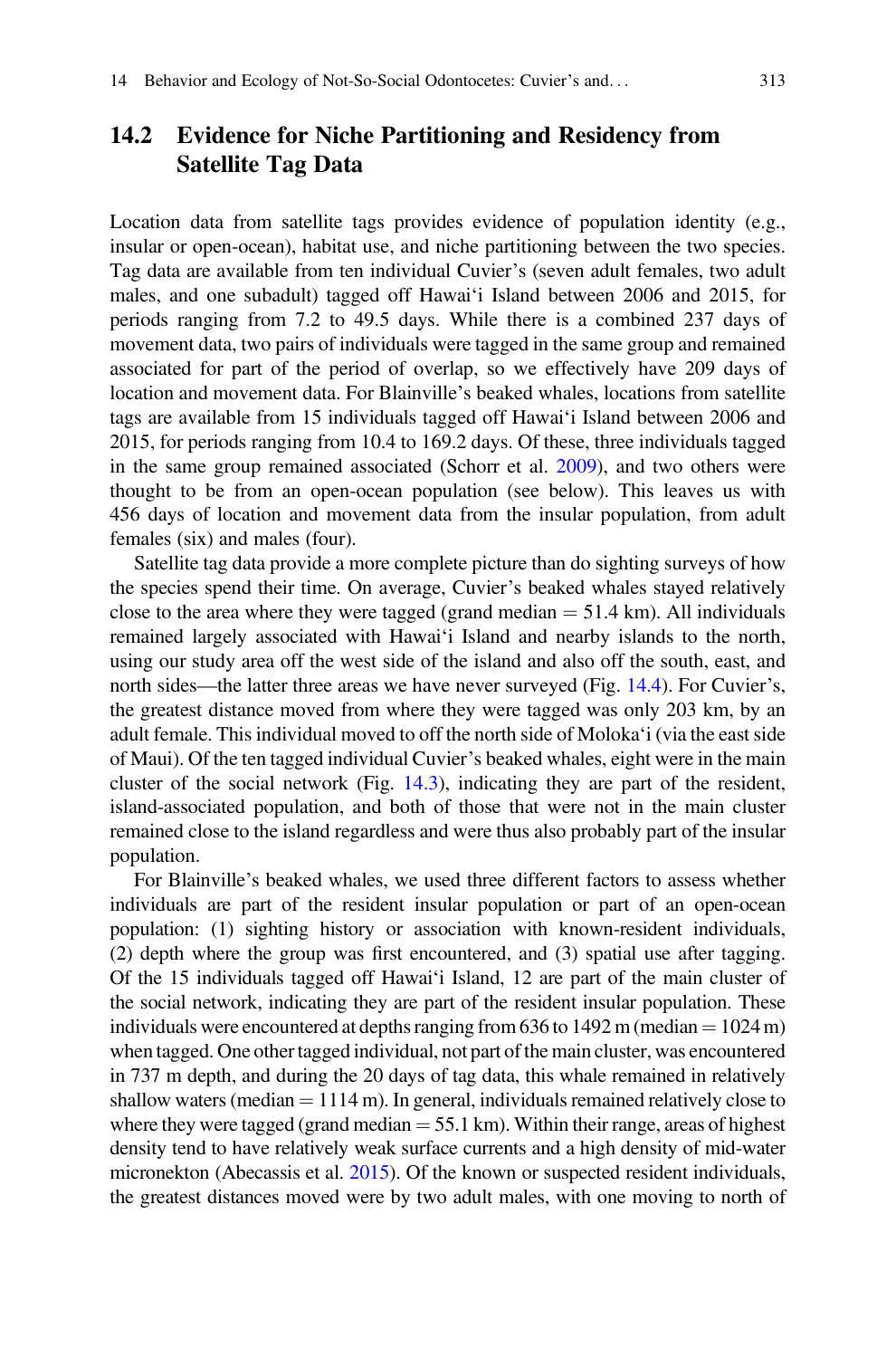## 14.2 Evidence for Niche Partitioning and Residency from Satellite Tag Data

Location data from satellite tags provides evidence of population identity (e.g., insular or open-ocean), habitat use, and niche partitioning between the two species. Tag data are available from ten individual Cuvier's (seven adult females, two adult males, and one subadult) tagged off Hawai'i Island between 2006 and 2015, for periods ranging from 7.2 to 49.5 days. While there is a combined 237 days of movement data, two pairs of individuals were tagged in the same group and remained associated for part of the period of overlap, so we effectively have 209 days of location and movement data. For Blainville's beaked whales, locations from satellite tags are available from 15 individuals tagged off Hawai'i Island between 2006 and 2015, for periods ranging from 10.4 to 169.2 days. Of these, three individuals tagged in the same group remained associated (Schorr et al. 2009), and two others were thought to be from an open-ocean population (see below). This leaves us with 456 days of location and movement data from the insular population, from adult females (six) and males (four).

Satellite tag data provide a more complete picture than do sighting surveys of how the species spend their time. On average, Cuvier's beaked whales stayed relatively close to the area where they were tagged (grand median = 51.4 km). All individuals remained largely associated with Hawai'i Island and nearby islands to the north, using our study area off the west side of the island and also off the south, east, and north sides—the latter three areas we have never surveyed (Fig. 14.4). For Cuvier's, the greatest distance moved from where they were tagged was only 203 km, by an adult female. This individual moved to off the north side of Moloka'i (via the east side of Maui). Of the ten tagged individual Cuvier's beaked whales, eight were in the main cluster of the social network (Fig. 14.3), indicating they are part of the resident, island-associated population, and both of those that were not in the main cluster remained close to the island regardless and were thus also probably part of the insular population.

For Blainville's beaked whales, we used three different factors to assess whether individuals are part of the resident insular population or part of an open-ocean population: (1) sighting history or association with known-resident individuals, (2) depth where the group was first encountered, and (3) spatial use after tagging. Of the 15 individuals tagged off Hawai'i Island, 12 are part of the main cluster of the social network, indicating they are part of the resident insular population. These individuals were encountered at depths ranging from 636 to 1492 m (median = 1024 m) when tagged. One other tagged individual, not part of the main cluster, was encountered in 737 m depth, and during the 20 days of tag data, this whale remained in relatively shallow waters (median = 1114 m). In general, individuals remained relatively close to where they were tagged (grand median = 55.1 km). Within their range, areas of highest density tend to have relatively weak surface currents and a high density of mid-water micronekton (Abecassis et al. 2015). Of the known or suspected resident individuals, the greatest distances moved were by two adult males, with one moving to north of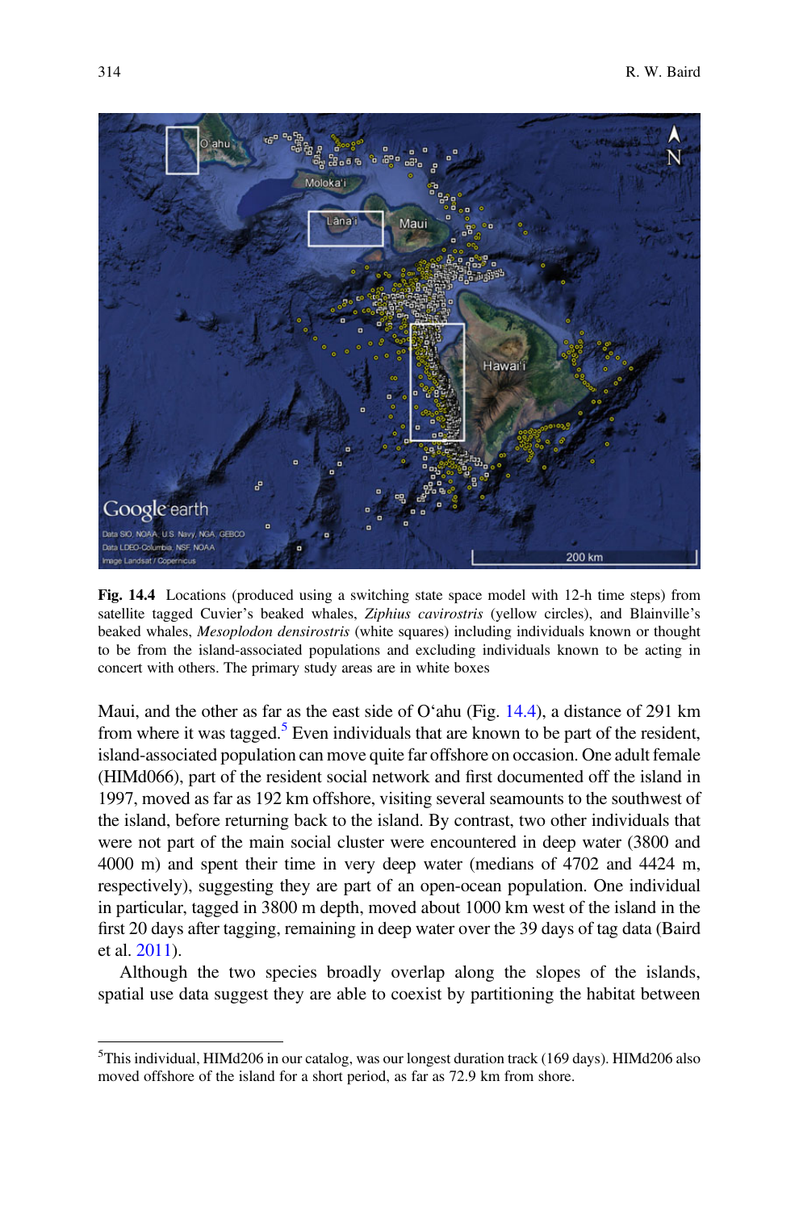**Fig. 14.4** Locations (produced using a switching state space model with 12-h time steps) from satellite tagged Cuvier's beaked whales, *Ziphius cavirostris* (yellow circles), and Blainville's beaked whales, *Mesoplodon densirostris* (white squares) including individuals known or thought to be from the island-associated populations and excluding individuals known to be acting in concert with others. The primary study areas are in white boxes

Maui, and the other as far as the east side of O'ahu (Fig. 14.4), a distance of 291 km from where it was tagged.[5] Even individuals that are known to be part of the resident, island-associated population can move quite far offshore on occasion. One adult female (HIMd066), part of the resident social network and first documented off the island in 1997, moved as far as 192 km offshore, visiting several seamounts to the southwest of the island, before returning back to the island. By contrast, two other individuals that were not part of the main social cluster were encountered in deep water (3800 and 4000 m) and spent their time in very deep water (medians of 4702 and 4424 m, respectively), suggesting they are part of an open-ocean population. One individual in particular, tagged in 3800 m depth, moved about 1000 km west of the island in the first 20 days after tagging, remaining in deep water over the 39 days of tag data (Baird et al. 2011).

Although the two species broadly overlap along the slopes of the islands, spatial use data suggest they are able to coexist by partitioning the habitat between

[5] This individual, HIMd206 in our catalog, was our longest duration track (169 days). HIMd206 also moved offshore of the island for a short period, as far as 72.9 km from shore.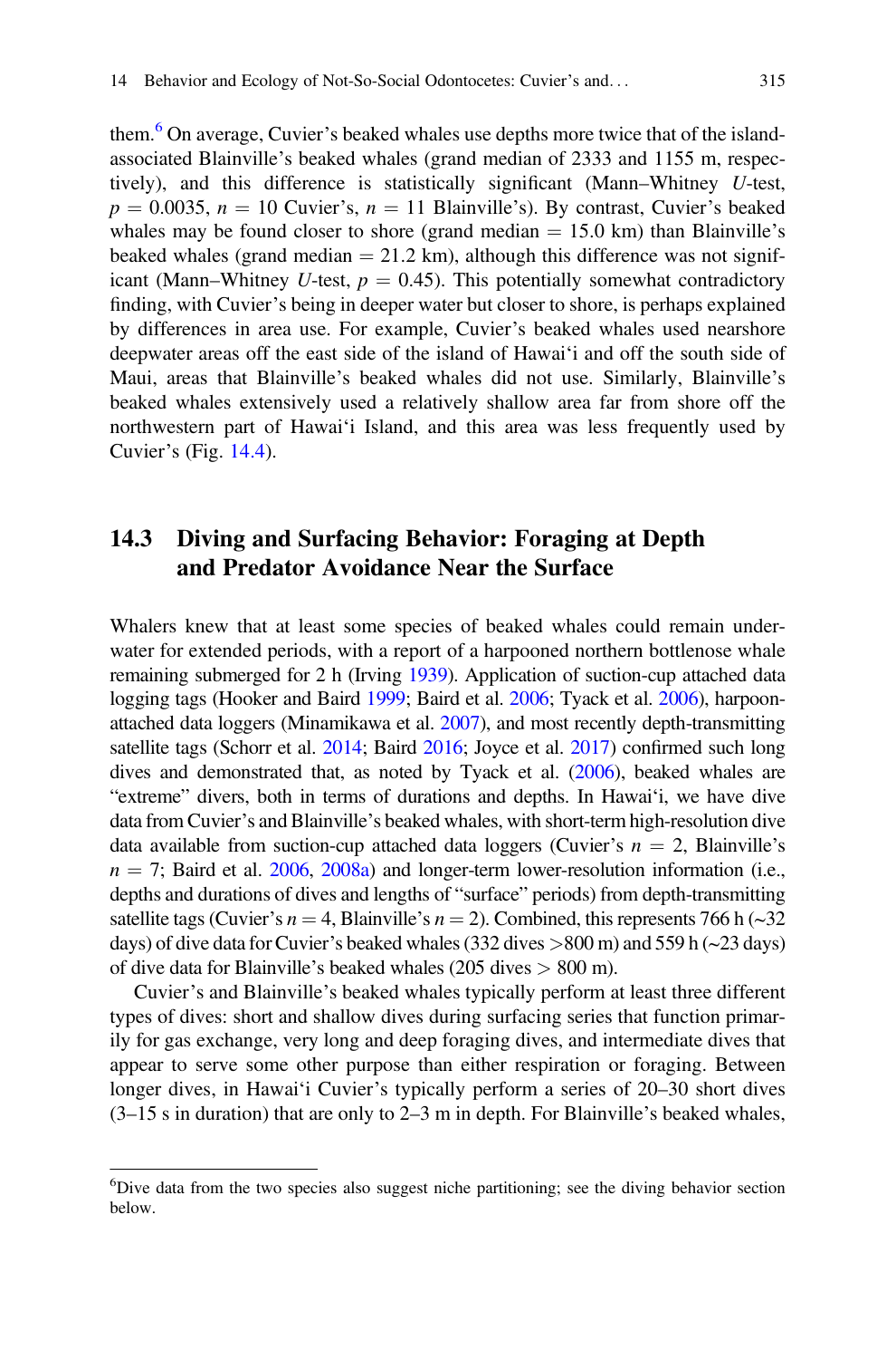them.[6] On average, Cuvier's beaked whales use depths more twice that of the island-associated Blainville's beaked whales (grand median of 2333 and 1155 m, respectively), and this difference is statistically significant (Mann–Whitney $U$-test, $p = 0.0035$, $n = 10$ Cuvier's, $n = 11$ Blainville's). By contrast, Cuvier's beaked whales may be found closer to shore (grand median = 15.0 km) than Blainville's beaked whales (grand median = 21.2 km), although this difference was not significant (Mann–Whitney $U$-test, $p = 0.45$). This potentially somewhat contradictory finding, with Cuvier's being in deeper water but closer to shore, is perhaps explained by differences in area use. For example, Cuvier's beaked whales used nearshore deepwater areas off the east side of the island of Hawai'i and off the south side of Maui, areas that Blainville's beaked whales did not use. Similarly, Blainville's beaked whales extensively used a relatively shallow area far from shore off the northwestern part of Hawai'i Island, and this area was less frequently used by Cuvier's (Fig. 14.4).

## 14.3 Diving and Surfacing Behavior: Foraging at Depth and Predator Avoidance Near the Surface

Whalers knew that at least some species of beaked whales could remain underwater for extended periods, with a report of a harpooned northern bottlenose whale remaining submerged for 2 h (Irving 1939). Application of suction-cup attached data logging tags (Hooker and Baird 1999; Baird et al. 2006; Tyack et al. 2006), harpoon-attached data loggers (Minamikawa et al. 2007), and most recently depth-transmitting satellite tags (Schorr et al. 2014; Baird 2016; Joyce et al. 2017) confirmed such long dives and demonstrated that, as noted by Tyack et al. (2006), beaked whales are "extreme" divers, both in terms of durations and depths. In Hawai'i, we have dive data from Cuvier's and Blainville's beaked whales, with short-term high-resolution dive data available from suction-cup attached data loggers (Cuvier's $n = 2$, Blainville's $n = 7$; Baird et al. 2006, 2008a) and longer-term lower-resolution information (i.e., depths and durations of dives and lengths of "surface" periods) from depth-transmitting satellite tags (Cuvier's $n = 4$, Blainville's $n = 2$). Combined, this represents 766 h (~32 days) of dive data for Cuvier's beaked whales (332 dives >800 m) and 559 h (~23 days) of dive data for Blainville's beaked whales (205 dives > 800 m).

Cuvier's and Blainville's beaked whales typically perform at least three different types of dives: short and shallow dives during surfacing series that function primarily for gas exchange, very long and deep foraging dives, and intermediate dives that appear to serve some other purpose than either respiration or foraging. Between longer dives, in Hawai'i Cuvier's typically perform a series of 20–30 short dives (3–15 s in duration) that are only to 2–3 m in depth. For Blainville's beaked whales,

[6] Dive data from the two species also suggest niche partitioning; see the diving behavior section below.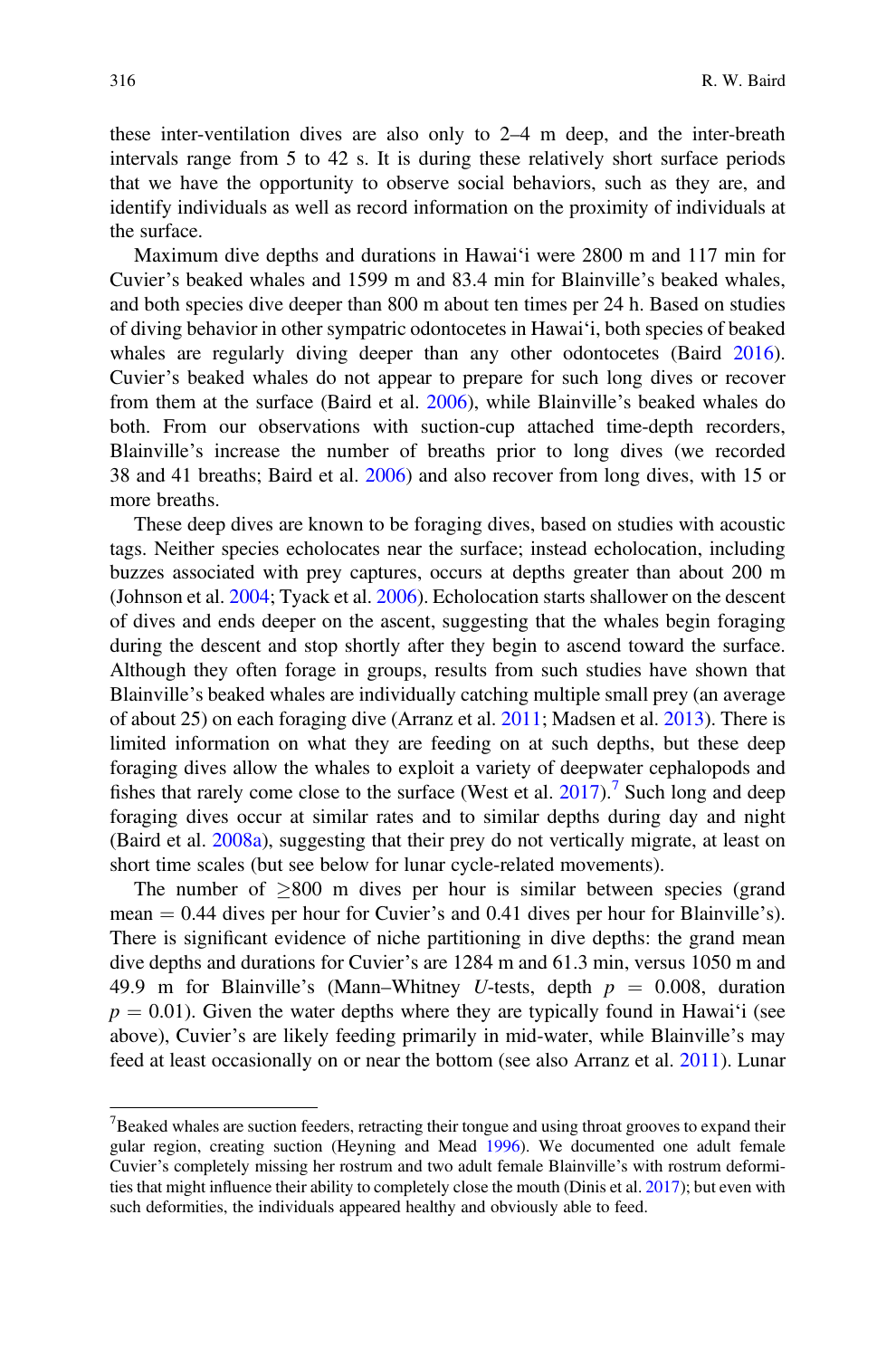these inter-ventilation dives are also only to 2–4 m deep, and the inter-breath intervals range from 5 to 42 s. It is during these relatively short surface periods that we have the opportunity to observe social behaviors, such as they are, and identify individuals as well as record information on the proximity of individuals at the surface.

Maximum dive depths and durations in Hawaiʻi were 2800 m and 117 min for Cuvier's beaked whales and 1599 m and 83.4 min for Blainville's beaked whales, and both species dive deeper than 800 m about ten times per 24 h. Based on studies of diving behavior in other sympatric odontocetes in Hawaiʻi, both species of beaked whales are regularly diving deeper than any other odontocetes (Baird 2016). Cuvier's beaked whales do not appear to prepare for such long dives or recover from them at the surface (Baird et al. 2006), while Blainville's beaked whales do both. From our observations with suction-cup attached time-depth recorders, Blainville's increase the number of breaths prior to long dives (we recorded 38 and 41 breaths; Baird et al. 2006) and also recover from long dives, with 15 or more breaths.

These deep dives are known to be foraging dives, based on studies with acoustic tags. Neither species echolocates near the surface; instead echolocation, including buzzes associated with prey captures, occurs at depths greater than about 200 m (Johnson et al. 2004; Tyack et al. 2006). Echolocation starts shallower on the descent of dives and ends deeper on the ascent, suggesting that the whales begin foraging during the descent and stop shortly after they begin to ascend toward the surface. Although they often forage in groups, results from such studies have shown that Blainville's beaked whales are individually catching multiple small prey (an average of about 25) on each foraging dive (Arranz et al. 2011; Madsen et al. 2013). There is limited information on what they are feeding on at such depths, but these deep foraging dives allow the whales to exploit a variety of deepwater cephalopods and fishes that rarely come close to the surface (West et al. 2017).[7] Such long and deep foraging dives occur at similar rates and to similar depths during day and night (Baird et al. 2008a), suggesting that their prey do not vertically migrate, at least on short time scales (but see below for lunar cycle-related movements).

The number of ≥800 m dives per hour is similar between species (grand mean = 0.44 dives per hour for Cuvier's and 0.41 dives per hour for Blainville's). There is significant evidence of niche partitioning in dive depths: the grand mean dive depths and durations for Cuvier's are 1284 m and 61.3 min, versus 1050 m and 49.9 m for Blainville's (Mann–Whitney *U*-tests, depth $p = 0.008$, duration $p = 0.01$). Given the water depths where they are typically found in Hawaiʻi (see above), Cuvier's are likely feeding primarily in mid-water, while Blainville's may feed at least occasionally on or near the bottom (see also Arranz et al. 2011). Lunar

[7] Beaked whales are suction feeders, retracting their tongue and using throat grooves to expand their gular region, creating suction (Heyning and Mead 1996). We documented one adult female Cuvier's completely missing her rostrum and two adult female Blainville's with rostrum deformities that might influence their ability to completely close the mouth (Dinis et al. 2017); but even with such deformities, the individuals appeared healthy and obviously able to feed.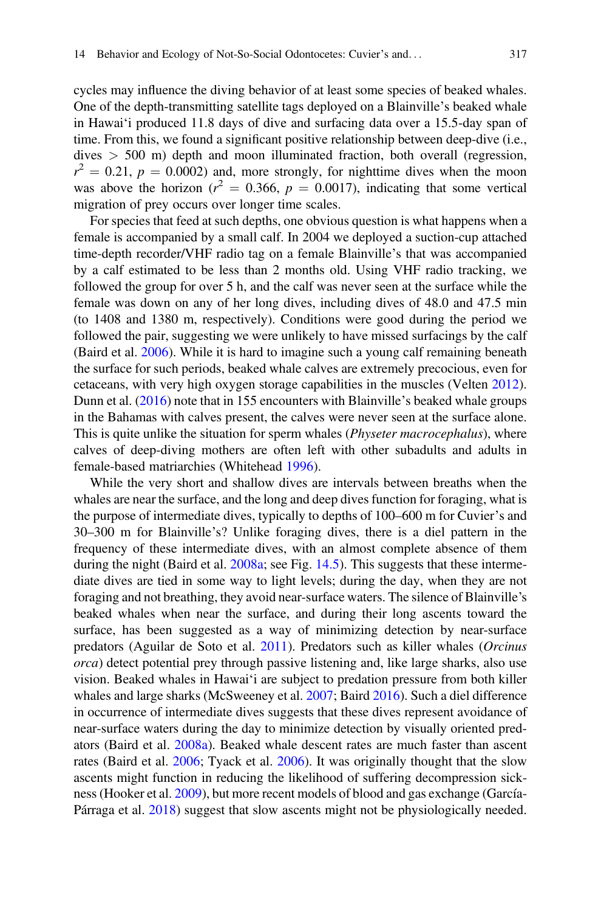cycles may influence the diving behavior of at least some species of beaked whales. One of the depth-transmitting satellite tags deployed on a Blainville's beaked whale in Hawai'i produced 11.8 days of dive and surfacing data over a 15.5-day span of time. From this, we found a significant positive relationship between deep-dive (i.e., dives > 500 m) depth and moon illuminated fraction, both overall (regression, $r^2 = 0.21$, $p = 0.0002$) and, more strongly, for nighttime dives when the moon was above the horizon ($r^2 = 0.366$, $p = 0.0017$), indicating that some vertical migration of prey occurs over longer time scales.

For species that feed at such depths, one obvious question is what happens when a female is accompanied by a small calf. In 2004 we deployed a suction-cup attached time-depth recorder/VHF radio tag on a female Blainville's that was accompanied by a calf estimated to be less than 2 months old. Using VHF radio tracking, we followed the group for over 5 h, and the calf was never seen at the surface while the female was down on any of her long dives, including dives of 48.0 and 47.5 min (to 1408 and 1380 m, respectively). Conditions were good during the period we followed the pair, suggesting we were unlikely to have missed surfacings by the calf (Baird et al. 2006). While it is hard to imagine such a young calf remaining beneath the surface for such periods, beaked whale calves are extremely precocious, even for cetaceans, with very high oxygen storage capabilities in the muscles (Velten 2012). Dunn et al. (2016) note that in 155 encounters with Blainville's beaked whale groups in the Bahamas with calves present, the calves were never seen at the surface alone. This is quite unlike the situation for sperm whales (*Physeter macrocephalus*), where calves of deep-diving mothers are often left with other subadults and adults in female-based matriarchies (Whitehead 1996).

While the very short and shallow dives are intervals between breaths when the whales are near the surface, and the long and deep dives function for foraging, what is the purpose of intermediate dives, typically to depths of 100–600 m for Cuvier's and 30–300 m for Blainville's? Unlike foraging dives, there is a diel pattern in the frequency of these intermediate dives, with an almost complete absence of them during the night (Baird et al. 2008a; see Fig. 14.5). This suggests that these intermediate dives are tied in some way to light levels; during the day, when they are not foraging and not breathing, they avoid near-surface waters. The silence of Blainville's beaked whales when near the surface, and during their long ascents toward the surface, has been suggested as a way of minimizing detection by near-surface predators (Aguilar de Soto et al. 2011). Predators such as killer whales (*Orcinus orca*) detect potential prey through passive listening and, like large sharks, also use vision. Beaked whales in Hawai'i are subject to predation pressure from both killer whales and large sharks (McSweeney et al. 2007; Baird 2016). Such a diel difference in occurrence of intermediate dives suggests that these dives represent avoidance of near-surface waters during the day to minimize detection by visually oriented predators (Baird et al. 2008a). Beaked whale descent rates are much faster than ascent rates (Baird et al. 2006; Tyack et al. 2006). It was originally thought that the slow ascents might function in reducing the likelihood of suffering decompression sickness (Hooker et al. 2009), but more recent models of blood and gas exchange (García-Párraga et al. 2018) suggest that slow ascents might not be physiologically needed.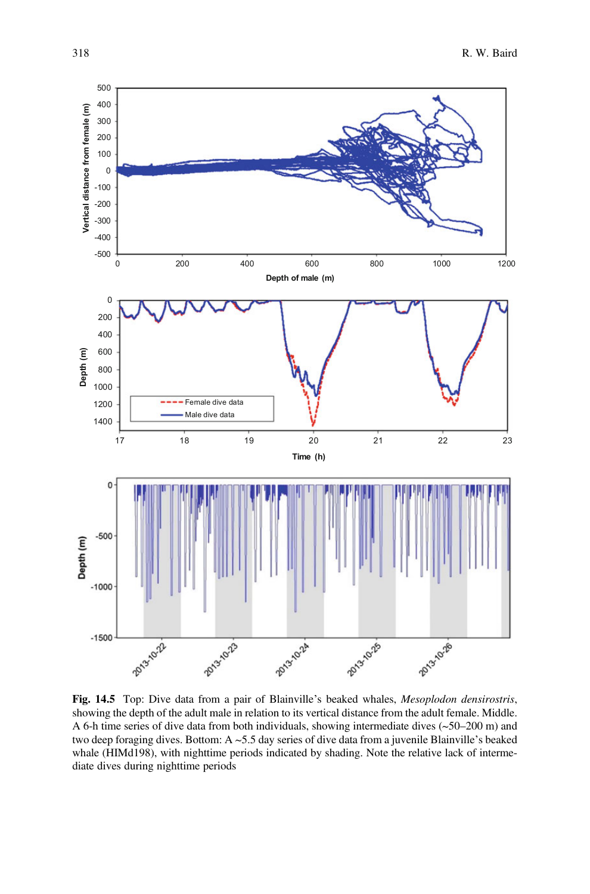**Fig. 14.5** Top: Dive data from a pair of Blainville's beaked whales, *Mesoplodon densirostris*, showing the depth of the adult male in relation to its vertical distance from the adult female. Middle. A 6-h time series of dive data from both individuals, showing intermediate dives (~50–200 m) and two deep foraging dives. Bottom: A ~5.5 day series of dive data from a juvenile Blainville's beaked whale (HIMd198), with nighttime periods indicated by shading. Note the relative lack of intermediate dives during nighttime periods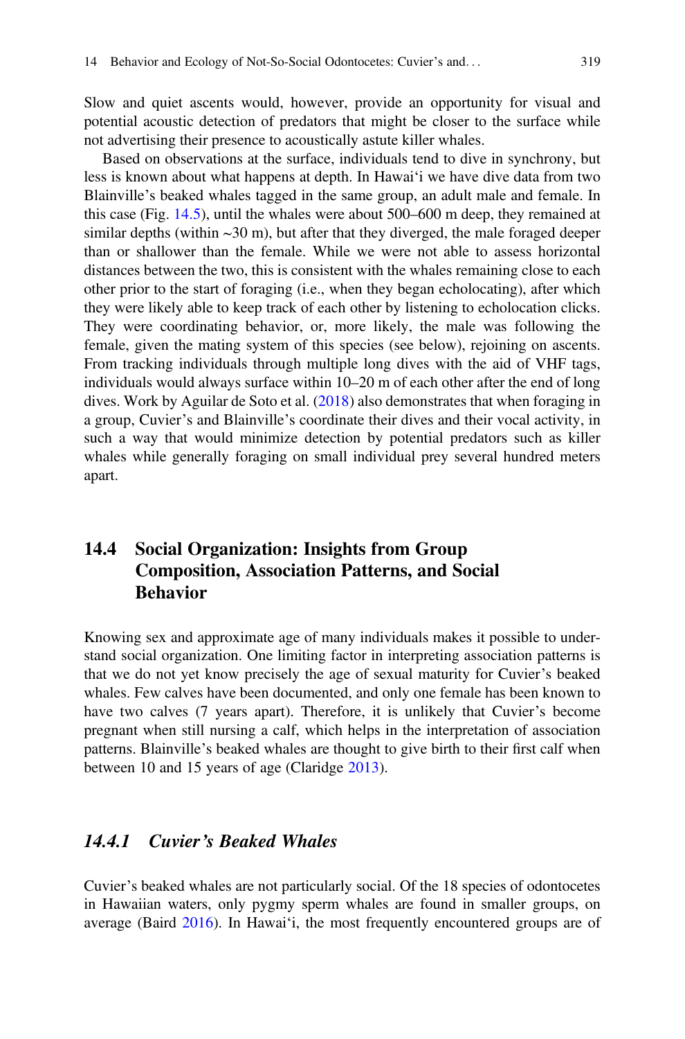Slow and quiet ascents would, however, provide an opportunity for visual and potential acoustic detection of predators that might be closer to the surface while not advertising their presence to acoustically astute killer whales.

Based on observations at the surface, individuals tend to dive in synchrony, but less is known about what happens at depth. In Hawai'i we have dive data from two Blainville's beaked whales tagged in the same group, an adult male and female. In this case (Fig. 14.5), until the whales were about 500–600 m deep, they remained at similar depths (within ~30 m), but after that they diverged, the male foraged deeper than or shallower than the female. While we were not able to assess horizontal distances between the two, this is consistent with the whales remaining close to each other prior to the start of foraging (i.e., when they began echolocating), after which they were likely able to keep track of each other by listening to echolocation clicks. They were coordinating behavior, or, more likely, the male was following the female, given the mating system of this species (see below), rejoining on ascents. From tracking individuals through multiple long dives with the aid of VHF tags, individuals would always surface within 10–20 m of each other after the end of long dives. Work by Aguilar de Soto et al. (2018) also demonstrates that when foraging in a group, Cuvier's and Blainville's coordinate their dives and their vocal activity, in such a way that would minimize detection by potential predators such as killer whales while generally foraging on small individual prey several hundred meters apart.

## 14.4 Social Organization: Insights from Group Composition, Association Patterns, and Social Behavior

Knowing sex and approximate age of many individuals makes it possible to understand social organization. One limiting factor in interpreting association patterns is that we do not yet know precisely the age of sexual maturity for Cuvier's beaked whales. Few calves have been documented, and only one female has been known to have two calves (7 years apart). Therefore, it is unlikely that Cuvier's become pregnant when still nursing a calf, which helps in the interpretation of association patterns. Blainville's beaked whales are thought to give birth to their first calf when between 10 and 15 years of age (Claridge 2013).

### *14.4.1 Cuvier's Beaked Whales*

Cuvier's beaked whales are not particularly social. Of the 18 species of odontocetes in Hawaiian waters, only pygmy sperm whales are found in smaller groups, on average (Baird 2016). In Hawai'i, the most frequently encountered groups are of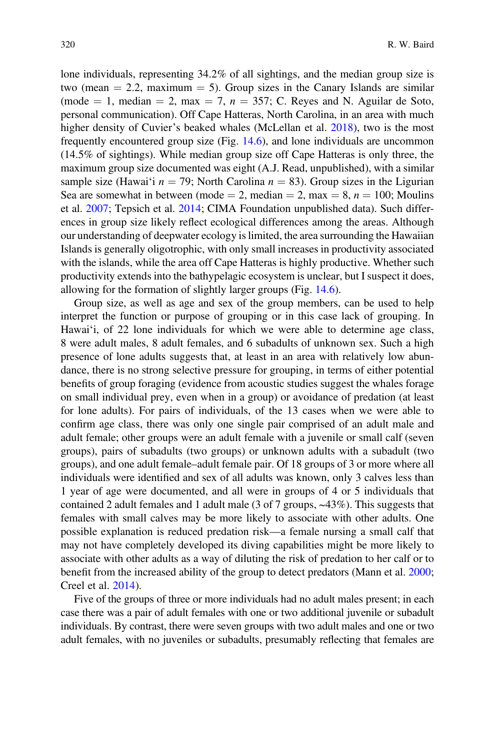lone individuals, representing 34.2% of all sightings, and the median group size is two (mean = 2.2, maximum = 5). Group sizes in the Canary Islands are similar (mode = 1, median = 2, max = 7, $n = 357$; C. Reyes and N. Aguilar de Soto, personal communication). Off Cape Hatteras, North Carolina, in an area with much higher density of Cuvier's beaked whales (McLellan et al. 2018), two is the most frequently encountered group size (Fig. 14.6), and lone individuals are uncommon (14.5% of sightings). While median group size off Cape Hatteras is only three, the maximum group size documented was eight (A.J. Read, unpublished), with a similar sample size (Hawai'i $n = 79$; North Carolina $n = 83$). Group sizes in the Ligurian Sea are somewhat in between (mode = 2, median = 2, max = 8, $n = 100$; Moulins et al. 2007; Tepsich et al. 2014; CIMA Foundation unpublished data). Such differences in group size likely reflect ecological differences among the areas. Although our understanding of deepwater ecology is limited, the area surrounding the Hawaiian Islands is generally oligotrophic, with only small increases in productivity associated with the islands, while the area off Cape Hatteras is highly productive. Whether such productivity extends into the bathypelagic ecosystem is unclear, but I suspect it does, allowing for the formation of slightly larger groups (Fig. 14.6).

Group size, as well as age and sex of the group members, can be used to help interpret the function or purpose of grouping or in this case lack of grouping. In Hawai'i, of 22 lone individuals for which we were able to determine age class, 8 were adult males, 8 adult females, and 6 subadults of unknown sex. Such a high presence of lone adults suggests that, at least in an area with relatively low abundance, there is no strong selective pressure for grouping, in terms of either potential benefits of group foraging (evidence from acoustic studies suggest the whales forage on small individual prey, even when in a group) or avoidance of predation (at least for lone adults). For pairs of individuals, of the 13 cases when we were able to confirm age class, there was only one single pair comprised of an adult male and adult female; other groups were an adult female with a juvenile or small calf (seven groups), pairs of subadults (two groups) or unknown adults with a subadult (two groups), and one adult female–adult female pair. Of 18 groups of 3 or more where all individuals were identified and sex of all adults was known, only 3 calves less than 1 year of age were documented, and all were in groups of 4 or 5 individuals that contained 2 adult females and 1 adult male (3 of 7 groups, ~43%). This suggests that females with small calves may be more likely to associate with other adults. One possible explanation is reduced predation risk—a female nursing a small calf that may not have completely developed its diving capabilities might be more likely to associate with other adults as a way of diluting the risk of predation to her calf or to benefit from the increased ability of the group to detect predators (Mann et al. 2000; Creel et al. 2014).

Five of the groups of three or more individuals had no adult males present; in each case there was a pair of adult females with one or two additional juvenile or subadult individuals. By contrast, there were seven groups with two adult males and one or two adult females, with no juveniles or subadults, presumably reflecting that females are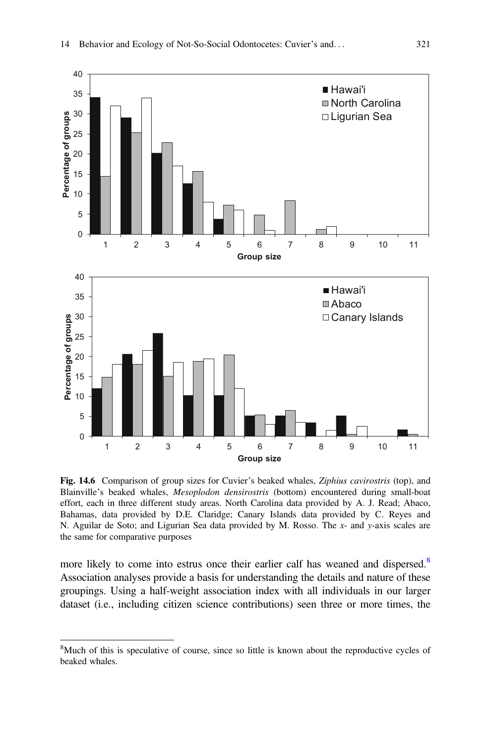**Fig. 14.6** Comparison of group sizes for Cuvier's beaked whales, *Ziphius cavirostris* (top), and Blainville's beaked whales, *Mesoplodon densirostris* (bottom) encountered during small-boat effort, each in three different study areas. North Carolina data provided by A. J. Read; Abaco, Bahamas, data provided by D.E. Claridge; Canary Islands data provided by C. Reyes and N. Aguilar de Soto; and Ligurian Sea data provided by M. Rosso. The *x*- and *y*-axis scales are the same for comparative purposes

more likely to come into estrus once their earlier calf has weaned and dispersed.[8] Association analyses provide a basis for understanding the details and nature of these groupings. Using a half-weight association index with all individuals in our larger dataset (i.e., including citizen science contributions) seen three or more times, the

[8]Much of this is speculative of course, since so little is known about the reproductive cycles of beaked whales.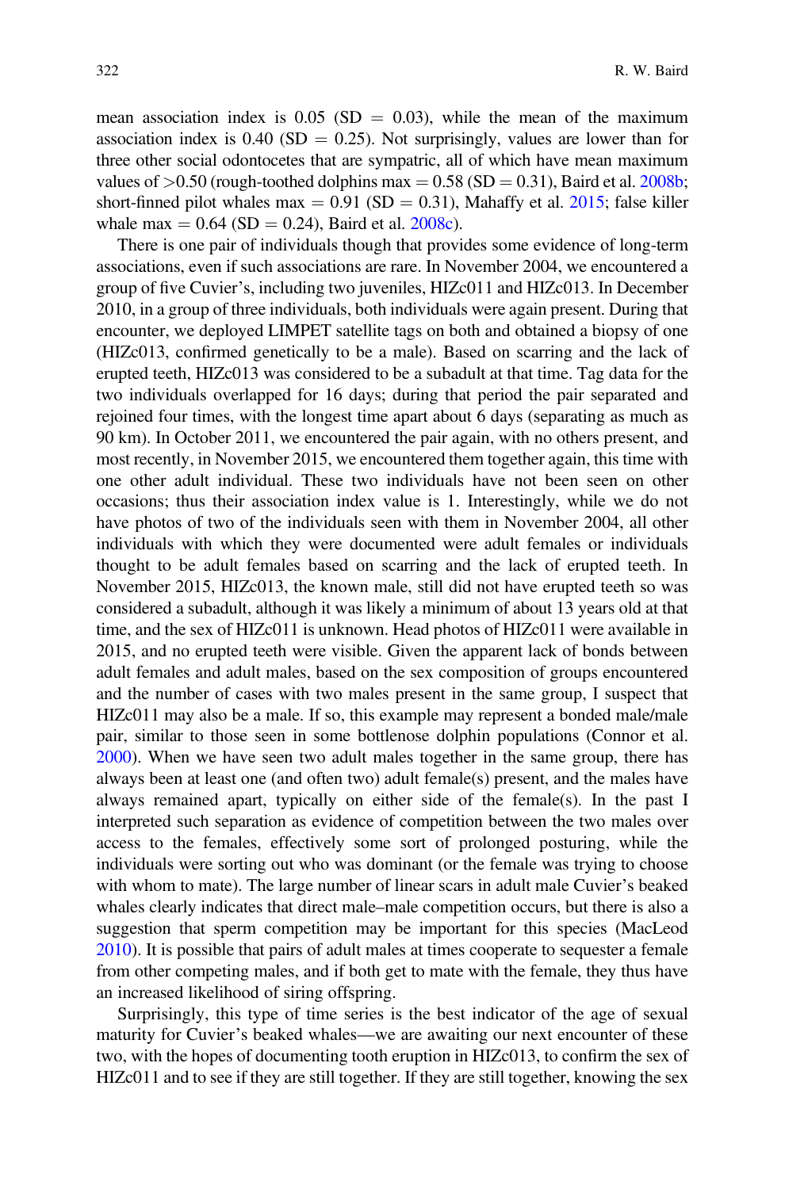mean association index is 0.05 (SD = 0.03), while the mean of the maximum association index is 0.40 (SD = 0.25). Not surprisingly, values are lower than for three other social odontocetes that are sympatric, all of which have mean maximum values of >0.50 (rough-toothed dolphins max = 0.58 (SD = 0.31), Baird et al. 2008b; short-finned pilot whales max = 0.91 (SD = 0.31), Mahaffy et al. 2015; false killer whale max = 0.64 (SD = 0.24), Baird et al. 2008c).

There is one pair of individuals though that provides some evidence of long-term associations, even if such associations are rare. In November 2004, we encountered a group of five Cuvier's, including two juveniles, HIZc011 and HIZc013. In December 2010, in a group of three individuals, both individuals were again present. During that encounter, we deployed LIMPET satellite tags on both and obtained a biopsy of one (HIZc013, confirmed genetically to be a male). Based on scarring and the lack of erupted teeth, HIZc013 was considered to be a subadult at that time. Tag data for the two individuals overlapped for 16 days; during that period the pair separated and rejoined four times, with the longest time apart about 6 days (separating as much as 90 km). In October 2011, we encountered the pair again, with no others present, and most recently, in November 2015, we encountered them together again, this time with one other adult individual. These two individuals have not been seen on other occasions; thus their association index value is 1. Interestingly, while we do not have photos of two of the individuals seen with them in November 2004, all other individuals with which they were documented were adult females or individuals thought to be adult females based on scarring and the lack of erupted teeth. In November 2015, HIZc013, the known male, still did not have erupted teeth so was considered a subadult, although it was likely a minimum of about 13 years old at that time, and the sex of HIZc011 is unknown. Head photos of HIZc011 were available in 2015, and no erupted teeth were visible. Given the apparent lack of bonds between adult females and adult males, based on the sex composition of groups encountered and the number of cases with two males present in the same group, I suspect that HIZc011 may also be a male. If so, this example may represent a bonded male/male pair, similar to those seen in some bottlenose dolphin populations (Connor et al. 2000). When we have seen two adult males together in the same group, there has always been at least one (and often two) adult female(s) present, and the males have always remained apart, typically on either side of the female(s). In the past I interpreted such separation as evidence of competition between the two males over access to the females, effectively some sort of prolonged posturing, while the individuals were sorting out who was dominant (or the female was trying to choose with whom to mate). The large number of linear scars in adult male Cuvier's beaked whales clearly indicates that direct male–male competition occurs, but there is also a suggestion that sperm competition may be important for this species (MacLeod 2010). It is possible that pairs of adult males at times cooperate to sequester a female from other competing males, and if both get to mate with the female, they thus have an increased likelihood of siring offspring.

Surprisingly, this type of time series is the best indicator of the age of sexual maturity for Cuvier's beaked whales—we are awaiting our next encounter of these two, with the hopes of documenting tooth eruption in HIZc013, to confirm the sex of HIZc011 and to see if they are still together. If they are still together, knowing the sex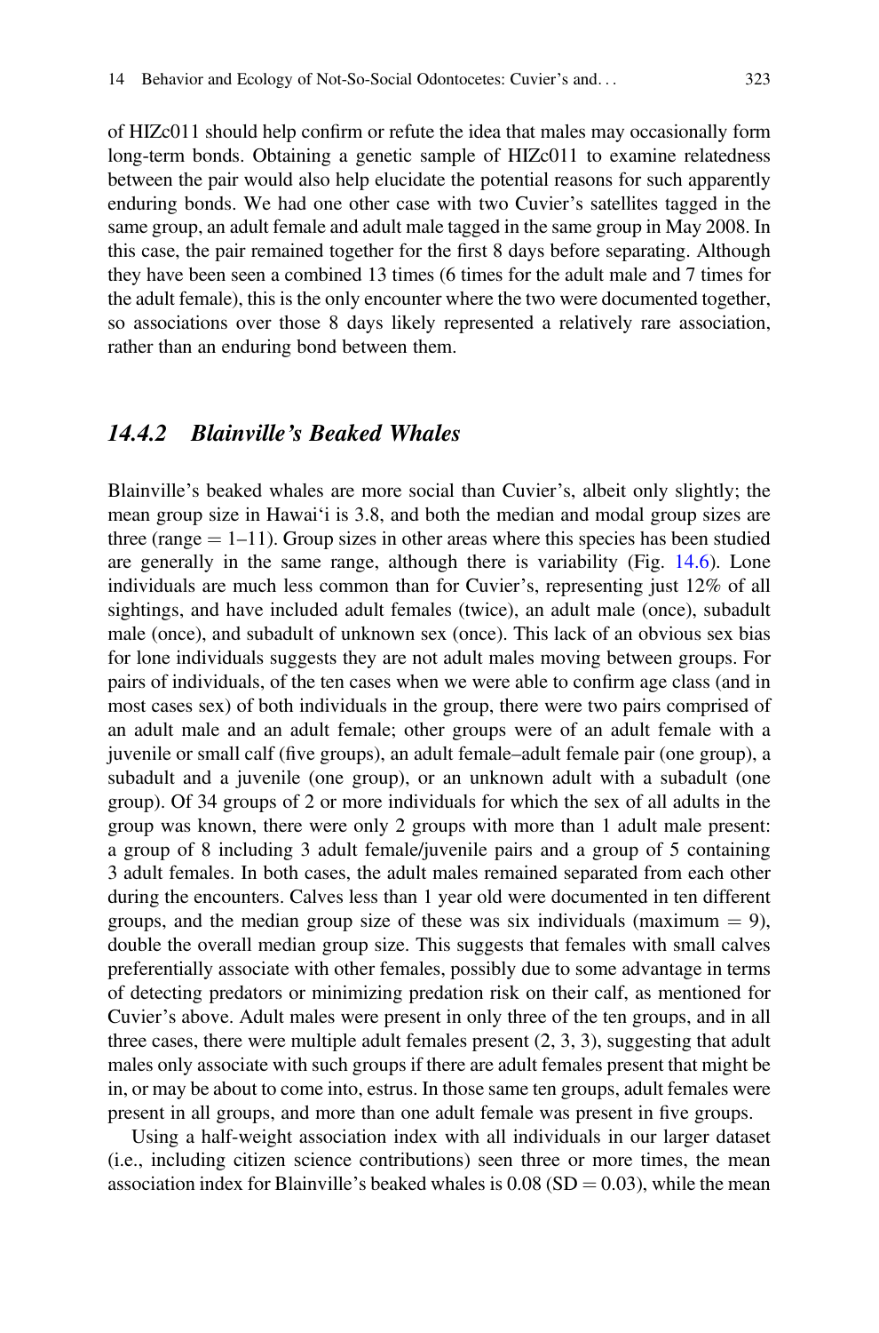of HIZc011 should help confirm or refute the idea that males may occasionally form long-term bonds. Obtaining a genetic sample of HIZc011 to examine relatedness between the pair would also help elucidate the potential reasons for such apparently enduring bonds. We had one other case with two Cuvier's satellites tagged in the same group, an adult female and adult male tagged in the same group in May 2008. In this case, the pair remained together for the first 8 days before separating. Although they have been seen a combined 13 times (6 times for the adult male and 7 times for the adult female), this is the only encounter where the two were documented together, so associations over those 8 days likely represented a relatively rare association, rather than an enduring bond between them.

### *14.4.2 Blainville's Beaked Whales*

Blainville's beaked whales are more social than Cuvier's, albeit only slightly; the mean group size in Hawai'i is 3.8, and both the median and modal group sizes are three (range = 1–11). Group sizes in other areas where this species has been studied are generally in the same range, although there is variability (Fig. 14.6). Lone individuals are much less common than for Cuvier's, representing just 12% of all sightings, and have included adult females (twice), an adult male (once), subadult male (once), and subadult of unknown sex (once). This lack of an obvious sex bias for lone individuals suggests they are not adult males moving between groups. For pairs of individuals, of the ten cases when we were able to confirm age class (and in most cases sex) of both individuals in the group, there were two pairs comprised of an adult male and an adult female; other groups were of an adult female with a juvenile or small calf (five groups), an adult female–adult female pair (one group), a subadult and a juvenile (one group), or an unknown adult with a subadult (one group). Of 34 groups of 2 or more individuals for which the sex of all adults in the group was known, there were only 2 groups with more than 1 adult male present: a group of 8 including 3 adult female/juvenile pairs and a group of 5 containing 3 adult females. In both cases, the adult males remained separated from each other during the encounters. Calves less than 1 year old were documented in ten different groups, and the median group size of these was six individuals (maximum = 9), double the overall median group size. This suggests that females with small calves preferentially associate with other females, possibly due to some advantage in terms of detecting predators or minimizing predation risk on their calf, as mentioned for Cuvier's above. Adult males were present in only three of the ten groups, and in all three cases, there were multiple adult females present (2, 3, 3), suggesting that adult males only associate with such groups if there are adult females present that might be in, or may be about to come into, estrus. In those same ten groups, adult females were present in all groups, and more than one adult female was present in five groups.

Using a half-weight association index with all individuals in our larger dataset (i.e., including citizen science contributions) seen three or more times, the mean association index for Blainville's beaked whales is 0.08 (SD = 0.03), while the mean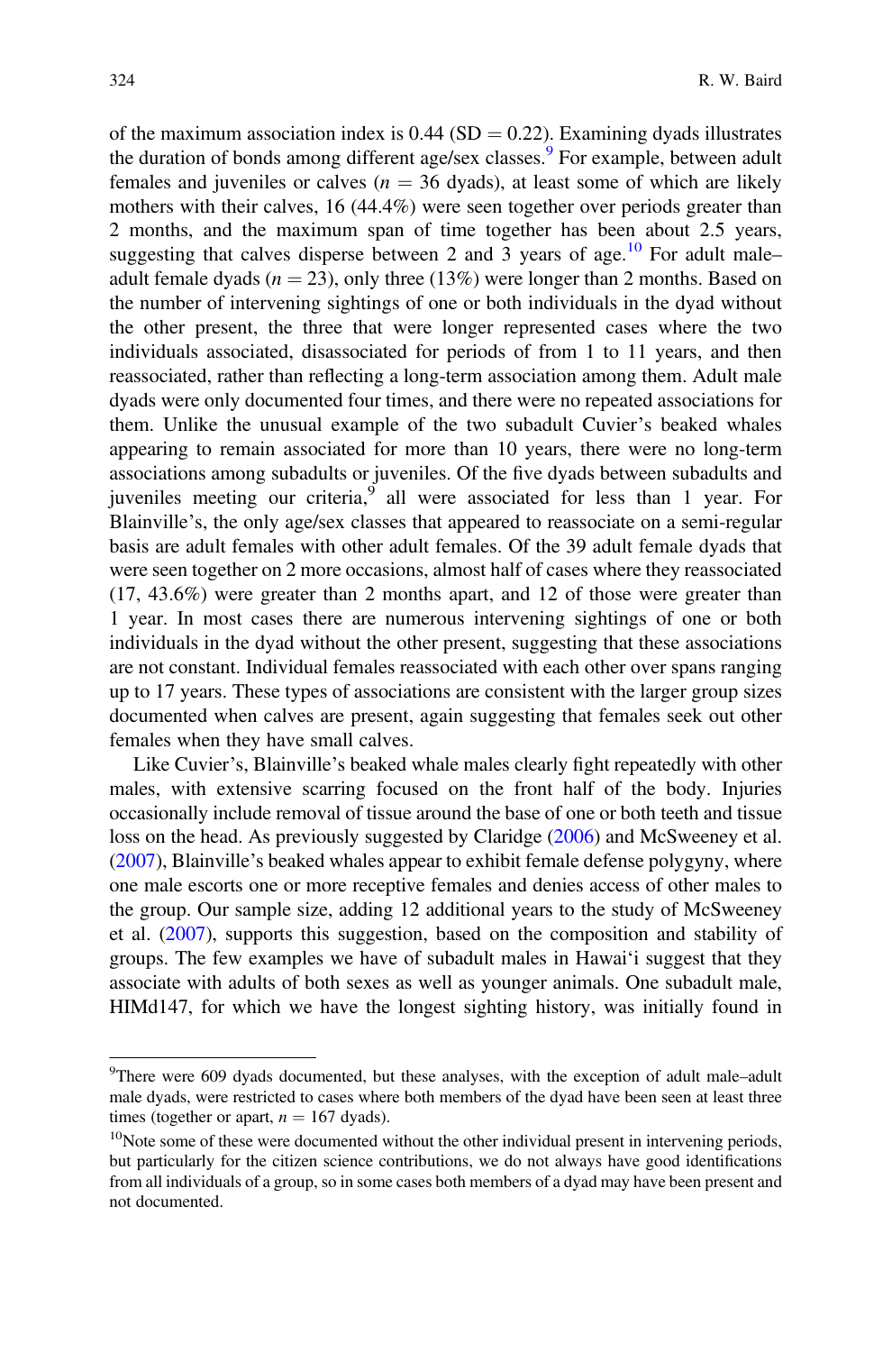of the maximum association index is 0.44 (SD = 0.22). Examining dyads illustrates the duration of bonds among different age/sex classes.[9] For example, between adult females and juveniles or calves ($n = 36$ dyads), at least some of which are likely mothers with their calves, 16 (44.4%) were seen together over periods greater than 2 months, and the maximum span of time together has been about 2.5 years, suggesting that calves disperse between 2 and 3 years of age.[10] For adult male–adult female dyads ($n = 23$), only three (13%) were longer than 2 months. Based on the number of intervening sightings of one or both individuals in the dyad without the other present, the three that were longer represented cases where the two individuals associated, disassociated for periods of from 1 to 11 years, and then reassociated, rather than reflecting a long-term association among them. Adult male dyads were only documented four times, and there were no repeated associations for them. Unlike the unusual example of the two subadult Cuvier's beaked whales appearing to remain associated for more than 10 years, there were no long-term associations among subadults or juveniles. Of the five dyads between subadults and juveniles meeting our criteria,[9] all were associated for less than 1 year. For Blainville's, the only age/sex classes that appeared to reassociate on a semi-regular basis are adult females with other adult females. Of the 39 adult female dyads that were seen together on 2 more occasions, almost half of cases where they reassociated (17, 43.6%) were greater than 2 months apart, and 12 of those were greater than 1 year. In most cases there are numerous intervening sightings of one or both individuals in the dyad without the other present, suggesting that these associations are not constant. Individual females reassociated with each other over spans ranging up to 17 years. These types of associations are consistent with the larger group sizes documented when calves are present, again suggesting that females seek out other females when they have small calves.

Like Cuvier's, Blainville's beaked whale males clearly fight repeatedly with other males, with extensive scarring focused on the front half of the body. Injuries occasionally include removal of tissue around the base of one or both teeth and tissue loss on the head. As previously suggested by Claridge (2006) and McSweeney et al. (2007), Blainville's beaked whales appear to exhibit female defense polygyny, where one male escorts one or more receptive females and denies access of other males to the group. Our sample size, adding 12 additional years to the study of McSweeney et al. (2007), supports this suggestion, based on the composition and stability of groups. The few examples we have of subadult males in Hawai'i suggest that they associate with adults of both sexes as well as younger animals. One subadult male, HIMd147, for which we have the longest sighting history, was initially found in

---

[9] There were 609 dyads documented, but these analyses, with the exception of adult male–adult male dyads, were restricted to cases where both members of the dyad have been seen at least three times (together or apart, $n = 167$ dyads).

[10] Note some of these were documented without the other individual present in intervening periods, but particularly for the citizen science contributions, we do not always have good identifications from all individuals of a group, so in some cases both members of a dyad may have been present and not documented.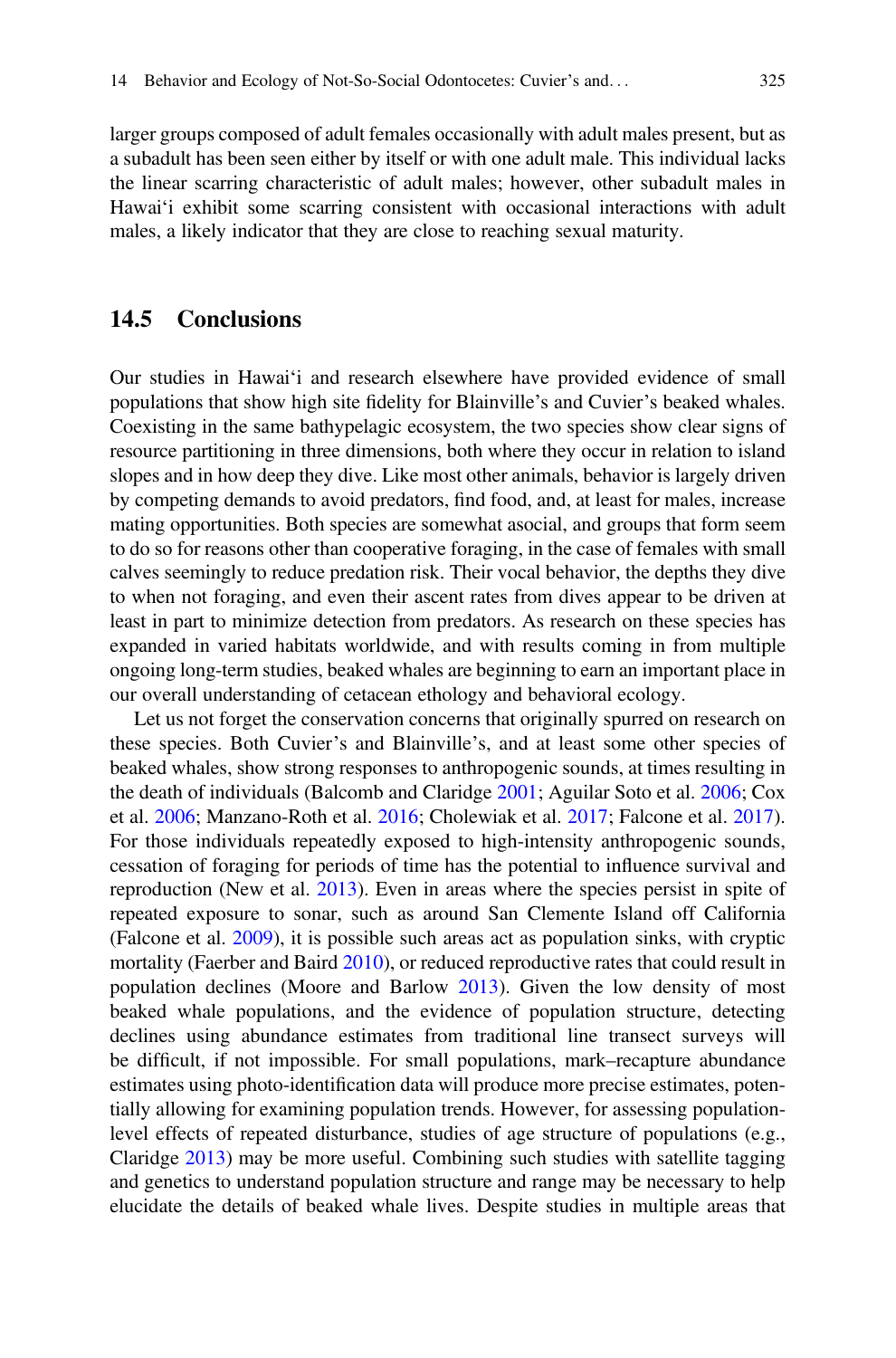larger groups composed of adult females occasionally with adult males present, but as a subadult has been seen either by itself or with one adult male. This individual lacks the linear scarring characteristic of adult males; however, other subadult males in Hawai'i exhibit some scarring consistent with occasional interactions with adult males, a likely indicator that they are close to reaching sexual maturity.

## 14.5 Conclusions

Our studies in Hawai'i and research elsewhere have provided evidence of small populations that show high site fidelity for Blainville's and Cuvier's beaked whales. Coexisting in the same bathypelagic ecosystem, the two species show clear signs of resource partitioning in three dimensions, both where they occur in relation to island slopes and in how deep they dive. Like most other animals, behavior is largely driven by competing demands to avoid predators, find food, and, at least for males, increase mating opportunities. Both species are somewhat asocial, and groups that form seem to do so for reasons other than cooperative foraging, in the case of females with small calves seemingly to reduce predation risk. Their vocal behavior, the depths they dive to when not foraging, and even their ascent rates from dives appear to be driven at least in part to minimize detection from predators. As research on these species has expanded in varied habitats worldwide, and with results coming in from multiple ongoing long-term studies, beaked whales are beginning to earn an important place in our overall understanding of cetacean ethology and behavioral ecology.

Let us not forget the conservation concerns that originally spurred on research on these species. Both Cuvier's and Blainville's, and at least some other species of beaked whales, show strong responses to anthropogenic sounds, at times resulting in the death of individuals (Balcomb and Claridge 2001; Aguilar Soto et al. 2006; Cox et al. 2006; Manzano-Roth et al. 2016; Cholewiak et al. 2017; Falcone et al. 2017). For those individuals repeatedly exposed to high-intensity anthropogenic sounds, cessation of foraging for periods of time has the potential to influence survival and reproduction (New et al. 2013). Even in areas where the species persist in spite of repeated exposure to sonar, such as around San Clemente Island off California (Falcone et al. 2009), it is possible such areas act as population sinks, with cryptic mortality (Faerber and Baird 2010), or reduced reproductive rates that could result in population declines (Moore and Barlow 2013). Given the low density of most beaked whale populations, and the evidence of population structure, detecting declines using abundance estimates from traditional line transect surveys will be difficult, if not impossible. For small populations, mark–recapture abundance estimates using photo-identification data will produce more precise estimates, potentially allowing for examining population trends. However, for assessing population-level effects of repeated disturbance, studies of age structure of populations (e.g., Claridge 2013) may be more useful. Combining such studies with satellite tagging and genetics to understand population structure and range may be necessary to help elucidate the details of beaked whale lives. Despite studies in multiple areas that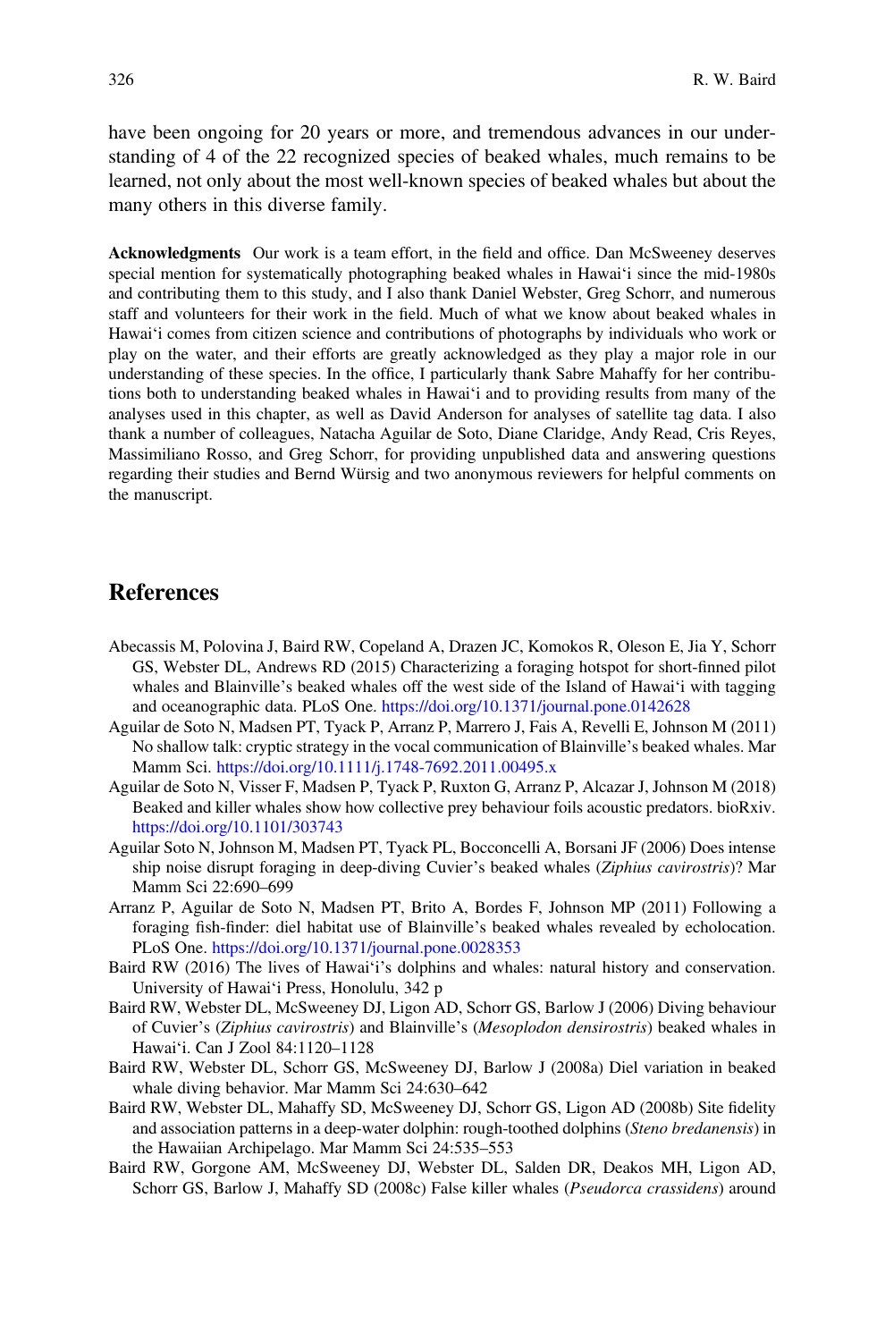have been ongoing for 20 years or more, and tremendous advances in our understanding of 4 of the 22 recognized species of beaked whales, much remains to be learned, not only about the most well-known species of beaked whales but about the many others in this diverse family.

**Acknowledgments** Our work is a team effort, in the field and office. Dan McSweeney deserves special mention for systematically photographing beaked whales in Hawai'i since the mid-1980s and contributing them to this study, and I also thank Daniel Webster, Greg Schorr, and numerous staff and volunteers for their work in the field. Much of what we know about beaked whales in Hawai'i comes from citizen science and contributions of photographs by individuals who work or play on the water, and their efforts are greatly acknowledged as they play a major role in our understanding of these species. In the office, I particularly thank Sabre Mahaffy for her contributions both to understanding beaked whales in Hawai'i and to providing results from many of the analyses used in this chapter, as well as David Anderson for analyses of satellite tag data. I also thank a number of colleagues, Natacha Aguilar de Soto, Diane Claridge, Andy Read, Cris Reyes, Massimiliano Rosso, and Greg Schorr, for providing unpublished data and answering questions regarding their studies and Bernd Würsig and two anonymous reviewers for helpful comments on the manuscript.

## References

Abecassis M, Polovina J, Baird RW, Copeland A, Drazen JC, Komokos R, Oleson E, Jia Y, Schorr GS, Webster DL, Andrews RD (2015) Characterizing a foraging hotspot for short-finned pilot whales and Blainville's beaked whales off the west side of the Island of Hawai'i with tagging and oceanographic data. PLoS One. https://doi.org/10.1371/journal.pone.0142628

Aguilar de Soto N, Madsen PT, Tyack P, Arranz P, Marrero J, Fais A, Revelli E, Johnson M (2011) No shallow talk: cryptic strategy in the vocal communication of Blainville's beaked whales. Mar Mamm Sci. https://doi.org/10.1111/j.1748-7692.2011.00495.x

Aguilar de Soto N, Visser F, Madsen P, Tyack P, Ruxton G, Arranz P, Alcazar J, Johnson M (2018) Beaked and killer whales show how collective prey behaviour foils acoustic predators. bioRxiv. https://doi.org/10.1101/303743

Aguilar Soto N, Johnson M, Madsen PT, Tyack PL, Bocconcelli A, Borsani JF (2006) Does intense ship noise disrupt foraging in deep-diving Cuvier's beaked whales (*Ziphius cavirostris*)? Mar Mamm Sci 22:690–699

Arranz P, Aguilar de Soto N, Madsen PT, Brito A, Bordes F, Johnson MP (2011) Following a foraging fish-finder: diel habitat use of Blainville's beaked whales revealed by echolocation. PLoS One. https://doi.org/10.1371/journal.pone.0028353

Baird RW (2016) The lives of Hawai'i's dolphins and whales: natural history and conservation. University of Hawai'i Press, Honolulu, 342 p

Baird RW, Webster DL, McSweeney DJ, Ligon AD, Schorr GS, Barlow J (2006) Diving behaviour of Cuvier's (*Ziphius cavirostris*) and Blainville's (*Mesoplodon densirostris*) beaked whales in Hawai'i. Can J Zool 84:1120–1128

Baird RW, Webster DL, Schorr GS, McSweeney DJ, Barlow J (2008a) Diel variation in beaked whale diving behavior. Mar Mamm Sci 24:630–642

Baird RW, Webster DL, Mahaffy SD, McSweeney DJ, Schorr GS, Ligon AD (2008b) Site fidelity and association patterns in a deep-water dolphin: rough-toothed dolphins (*Steno bredanensis*) in the Hawaiian Archipelago. Mar Mamm Sci 24:535–553

Baird RW, Gorgone AM, McSweeney DJ, Webster DL, Salden DR, Deakos MH, Ligon AD, Schorr GS, Barlow J, Mahaffy SD (2008c) False killer whales (*Pseudorca crassidens*) around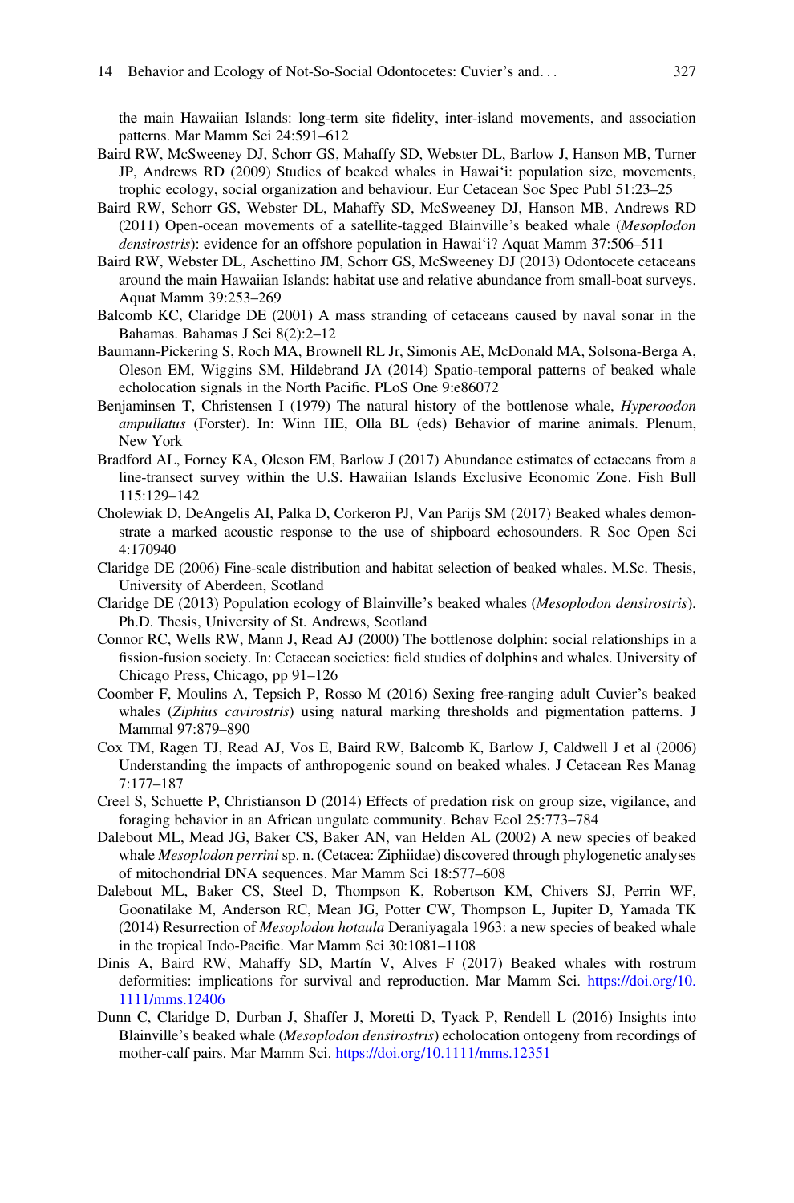the main Hawaiian Islands: long-term site fidelity, inter-island movements, and association patterns. Mar Mamm Sci 24:591–612

Baird RW, McSweeney DJ, Schorr GS, Mahaffy SD, Webster DL, Barlow J, Hanson MB, Turner JP, Andrews RD (2009) Studies of beaked whales in Hawai'i: population size, movements, trophic ecology, social organization and behaviour. Eur Cetacean Soc Spec Publ 51:23–25

Baird RW, Schorr GS, Webster DL, Mahaffy SD, McSweeney DJ, Hanson MB, Andrews RD (2011) Open-ocean movements of a satellite-tagged Blainville's beaked whale (*Mesoplodon densirostris*): evidence for an offshore population in Hawai'i? Aquat Mamm 37:506–511

Baird RW, Webster DL, Aschettino JM, Schorr GS, McSweeney DJ (2013) Odontocete cetaceans around the main Hawaiian Islands: habitat use and relative abundance from small-boat surveys. Aquat Mamm 39:253–269

Balcomb KC, Claridge DE (2001) A mass stranding of cetaceans caused by naval sonar in the Bahamas. Bahamas J Sci 8(2):2–12

Baumann-Pickering S, Roch MA, Brownell RL Jr, Simonis AE, McDonald MA, Solsona-Berga A, Oleson EM, Wiggins SM, Hildebrand JA (2014) Spatio-temporal patterns of beaked whale echolocation signals in the North Pacific. PLoS One 9:e86072

Benjaminsen T, Christensen I (1979) The natural history of the bottlenose whale, *Hyperoodon ampullatus* (Forster). In: Winn HE, Olla BL (eds) Behavior of marine animals. Plenum, New York

Bradford AL, Forney KA, Oleson EM, Barlow J (2017) Abundance estimates of cetaceans from a line-transect survey within the U.S. Hawaiian Islands Exclusive Economic Zone. Fish Bull 115:129–142

Cholewiak D, DeAngelis AI, Palka D, Corkeron PJ, Van Parijs SM (2017) Beaked whales demonstrate a marked acoustic response to the use of shipboard echosounders. R Soc Open Sci 4:170940

Claridge DE (2006) Fine-scale distribution and habitat selection of beaked whales. M.Sc. Thesis, University of Aberdeen, Scotland

Claridge DE (2013) Population ecology of Blainville's beaked whales (*Mesoplodon densirostris*). Ph.D. Thesis, University of St. Andrews, Scotland

Connor RC, Wells RW, Mann J, Read AJ (2000) The bottlenose dolphin: social relationships in a fission-fusion society. In: Cetacean societies: field studies of dolphins and whales. University of Chicago Press, Chicago, pp 91–126

Coomber F, Moulins A, Tepsich P, Rosso M (2016) Sexing free-ranging adult Cuvier's beaked whales (*Ziphius cavirostris*) using natural marking thresholds and pigmentation patterns. J Mammal 97:879–890

Cox TM, Ragen TJ, Read AJ, Vos E, Baird RW, Balcomb K, Barlow J, Caldwell J et al (2006) Understanding the impacts of anthropogenic sound on beaked whales. J Cetacean Res Manag 7:177–187

Creel S, Schuette P, Christianson D (2014) Effects of predation risk on group size, vigilance, and foraging behavior in an African ungulate community. Behav Ecol 25:773–784

Dalebout ML, Mead JG, Baker CS, Baker AN, van Helden AL (2002) A new species of beaked whale *Mesoplodon perrini* sp. n. (Cetacea: Ziphiidae) discovered through phylogenetic analyses of mitochondrial DNA sequences. Mar Mamm Sci 18:577–608

Dalebout ML, Baker CS, Steel D, Thompson K, Robertson KM, Chivers SJ, Perrin WF, Goonatilake M, Anderson RC, Mean JG, Potter CW, Thompson L, Jupiter D, Yamada TK (2014) Resurrection of *Mesoplodon hotaula* Deraniyagala 1963: a new species of beaked whale in the tropical Indo-Pacific. Mar Mamm Sci 30:1081–1108

Dinis A, Baird RW, Mahaffy SD, Martín V, Alves F (2017) Beaked whales with rostrum deformities: implications for survival and reproduction. Mar Mamm Sci. https://doi.org/10.1111/mms.12406

Dunn C, Claridge D, Durban J, Shaffer J, Moretti D, Tyack P, Rendell L (2016) Insights into Blainville's beaked whale (*Mesoplodon densirostris*) echolocation ontogeny from recordings of mother-calf pairs. Mar Mamm Sci. https://doi.org/10.1111/mms.12351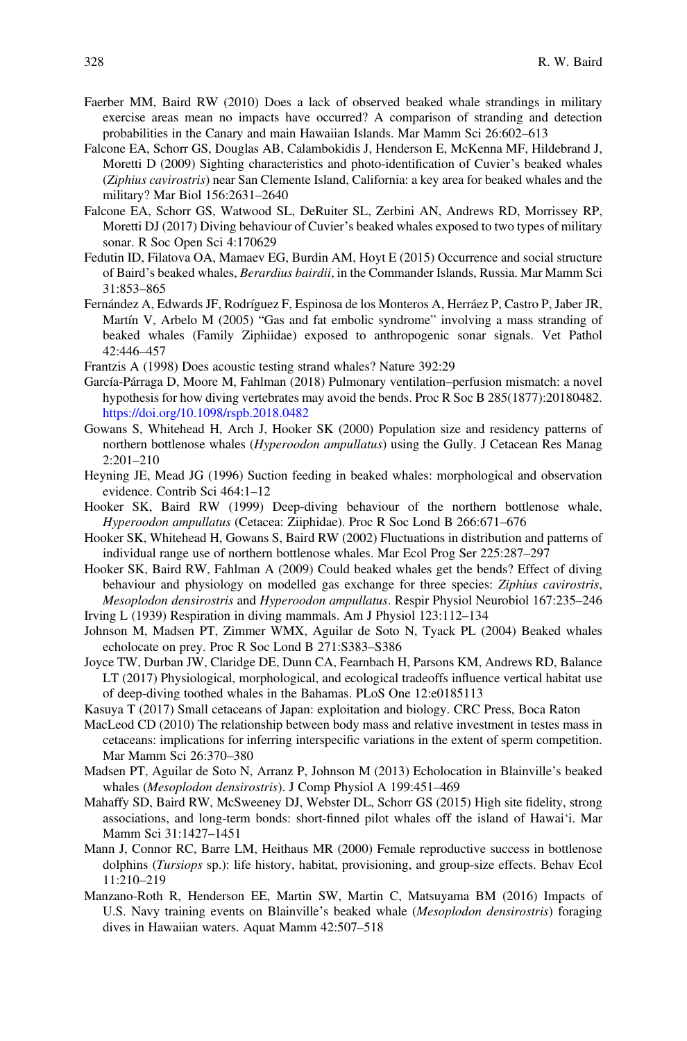Faerber MM, Baird RW (2010) Does a lack of observed beaked whale strandings in military exercise areas mean no impacts have occurred? A comparison of stranding and detection probabilities in the Canary and main Hawaiian Islands. Mar Mamm Sci 26:602–613

Falcone EA, Schorr GS, Douglas AB, Calambokidis J, Henderson E, McKenna MF, Hildebrand J, Moretti D (2009) Sighting characteristics and photo-identification of Cuvier's beaked whales (*Ziphius cavirostris*) near San Clemente Island, California: a key area for beaked whales and the military? Mar Biol 156:2631–2640

Falcone EA, Schorr GS, Watwood SL, DeRuiter SL, Zerbini AN, Andrews RD, Morrissey RP, Moretti DJ (2017) Diving behaviour of Cuvier's beaked whales exposed to two types of military sonar. R Soc Open Sci 4:170629

Fedutin ID, Filatova OA, Mamaev EG, Burdin AM, Hoyt E (2015) Occurrence and social structure of Baird's beaked whales, *Berardius bairdii*, in the Commander Islands, Russia. Mar Mamm Sci 31:853–865

Fernández A, Edwards JF, Rodríguez F, Espinosa de los Monteros A, Herráez P, Castro P, Jaber JR, Martín V, Arbelo M (2005) "Gas and fat embolic syndrome" involving a mass stranding of beaked whales (Family Ziphiidae) exposed to anthropogenic sonar signals. Vet Pathol 42:446–457

Frantzis A (1998) Does acoustic testing strand whales? Nature 392:29

García-Párraga D, Moore M, Fahlman (2018) Pulmonary ventilation–perfusion mismatch: a novel hypothesis for how diving vertebrates may avoid the bends. Proc R Soc B 285(1877):20180482. https://doi.org/10.1098/rspb.2018.0482

Gowans S, Whitehead H, Arch J, Hooker SK (2000) Population size and residency patterns of northern bottlenose whales (*Hyperoodon ampullatus*) using the Gully. J Cetacean Res Manag 2:201–210

Heyning JE, Mead JG (1996) Suction feeding in beaked whales: morphological and observation evidence. Contrib Sci 464:1–12

Hooker SK, Baird RW (1999) Deep-diving behaviour of the northern bottlenose whale, *Hyperoodon ampullatus* (Cetacea: Ziiphidae). Proc R Soc Lond B 266:671–676

Hooker SK, Whitehead H, Gowans S, Baird RW (2002) Fluctuations in distribution and patterns of individual range use of northern bottlenose whales. Mar Ecol Prog Ser 225:287–297

Hooker SK, Baird RW, Fahlman A (2009) Could beaked whales get the bends? Effect of diving behaviour and physiology on modelled gas exchange for three species: *Ziphius cavirostris*, *Mesoplodon densirostris* and *Hyperoodon ampullatus*. Respir Physiol Neurobiol 167:235–246

Irving L (1939) Respiration in diving mammals. Am J Physiol 123:112–134

Johnson M, Madsen PT, Zimmer WMX, Aguilar de Soto N, Tyack PL (2004) Beaked whales echolocate on prey. Proc R Soc Lond B 271:S383–S386

Joyce TW, Durban JW, Claridge DE, Dunn CA, Fearnbach H, Parsons KM, Andrews RD, Balance LT (2017) Physiological, morphological, and ecological tradeoffs influence vertical habitat use of deep-diving toothed whales in the Bahamas. PLoS One 12:e0185113

Kasuya T (2017) Small cetaceans of Japan: exploitation and biology. CRC Press, Boca Raton

MacLeod CD (2010) The relationship between body mass and relative investment in testes mass in cetaceans: implications for inferring interspecific variations in the extent of sperm competition. Mar Mamm Sci 26:370–380

Madsen PT, Aguilar de Soto N, Arranz P, Johnson M (2013) Echolocation in Blainville's beaked whales (*Mesoplodon densirostris*). J Comp Physiol A 199:451–469

Mahaffy SD, Baird RW, McSweeney DJ, Webster DL, Schorr GS (2015) High site fidelity, strong associations, and long-term bonds: short-finned pilot whales off the island of Hawai'i. Mar Mamm Sci 31:1427–1451

Mann J, Connor RC, Barre LM, Heithaus MR (2000) Female reproductive success in bottlenose dolphins (*Tursiops* sp.): life history, habitat, provisioning, and group-size effects. Behav Ecol 11:210–219

Manzano-Roth R, Henderson EE, Martin SW, Martin C, Matsuyama BM (2016) Impacts of U.S. Navy training events on Blainville's beaked whale (*Mesoplodon densirostris*) foraging dives in Hawaiian waters. Aquat Mamm 42:507–518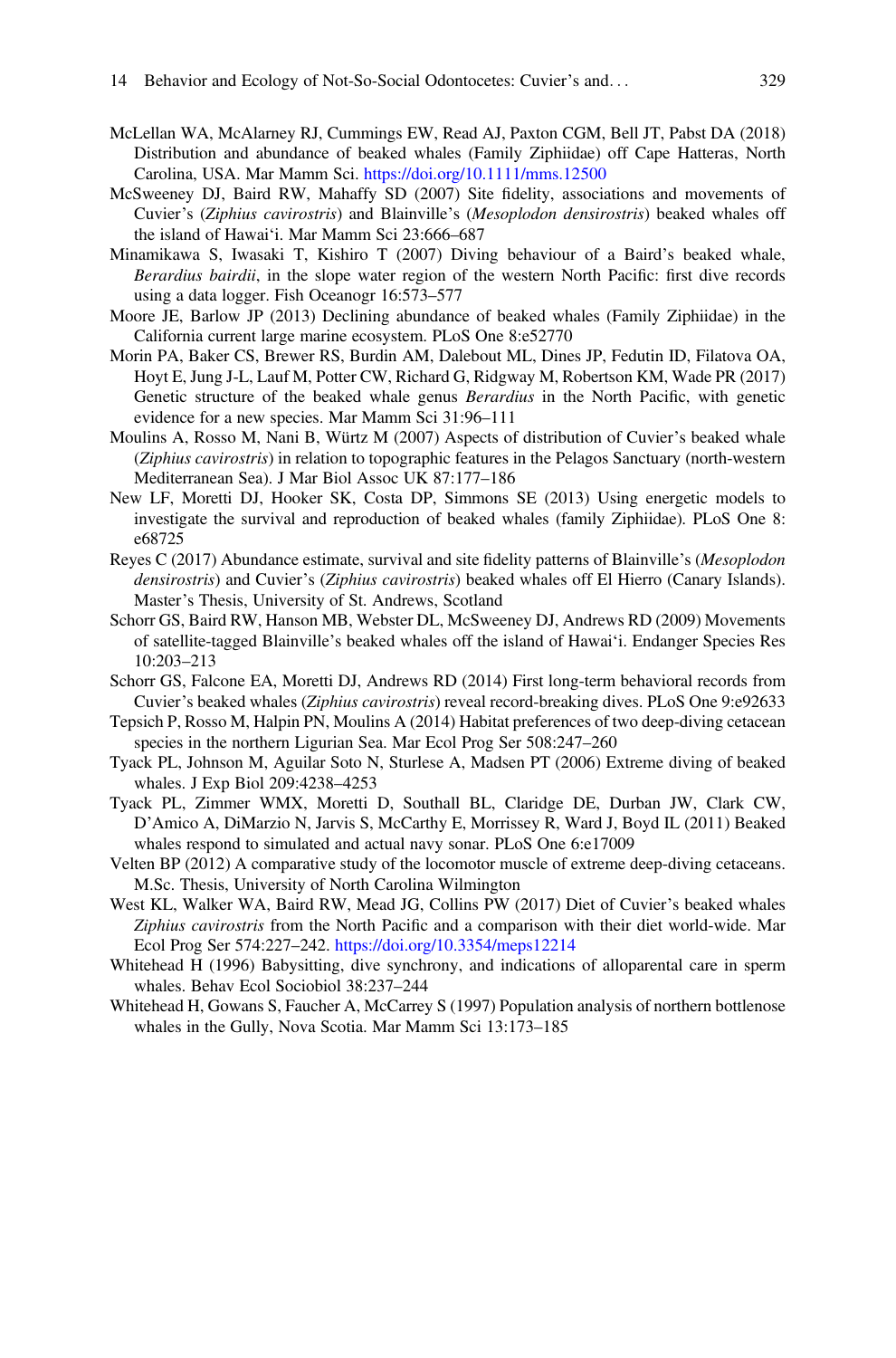McLellan WA, McAlarney RJ, Cummings EW, Read AJ, Paxton CGM, Bell JT, Pabst DA (2018) Distribution and abundance of beaked whales (Family Ziphiidae) off Cape Hatteras, North Carolina, USA. Mar Mamm Sci. https://doi.org/10.1111/mms.12500

McSweeney DJ, Baird RW, Mahaffy SD (2007) Site fidelity, associations and movements of Cuvier's (*Ziphius cavirostris*) and Blainville's (*Mesoplodon densirostris*) beaked whales off the island of Hawai'i. Mar Mamm Sci 23:666–687

Minamikawa S, Iwasaki T, Kishiro T (2007) Diving behaviour of a Baird's beaked whale, *Berardius bairdii*, in the slope water region of the western North Pacific: first dive records using a data logger. Fish Oceanogr 16:573–577

Moore JE, Barlow JP (2013) Declining abundance of beaked whales (Family Ziphiidae) in the California current large marine ecosystem. PLoS One 8:e52770

Morin PA, Baker CS, Brewer RS, Burdin AM, Dalebout ML, Dines JP, Fedutin ID, Filatova OA, Hoyt E, Jung J-L, Lauf M, Potter CW, Richard G, Ridgway M, Robertson KM, Wade PR (2017) Genetic structure of the beaked whale genus *Berardius* in the North Pacific, with genetic evidence for a new species. Mar Mamm Sci 31:96–111

Moulins A, Rosso M, Nani B, Würtz M (2007) Aspects of distribution of Cuvier's beaked whale (*Ziphius cavirostris*) in relation to topographic features in the Pelagos Sanctuary (north-western Mediterranean Sea). J Mar Biol Assoc UK 87:177–186

New LF, Moretti DJ, Hooker SK, Costa DP, Simmons SE (2013) Using energetic models to investigate the survival and reproduction of beaked whales (family Ziphiidae). PLoS One 8: e68725

Reyes C (2017) Abundance estimate, survival and site fidelity patterns of Blainville's (*Mesoplodon densirostris*) and Cuvier's (*Ziphius cavirostris*) beaked whales off El Hierro (Canary Islands). Master's Thesis, University of St. Andrews, Scotland

Schorr GS, Baird RW, Hanson MB, Webster DL, McSweeney DJ, Andrews RD (2009) Movements of satellite-tagged Blainville's beaked whales off the island of Hawai'i. Endanger Species Res 10:203–213

Schorr GS, Falcone EA, Moretti DJ, Andrews RD (2014) First long-term behavioral records from Cuvier's beaked whales (*Ziphius cavirostris*) reveal record-breaking dives. PLoS One 9:e92633

Tepsich P, Rosso M, Halpin PN, Moulins A (2014) Habitat preferences of two deep-diving cetacean species in the northern Ligurian Sea. Mar Ecol Prog Ser 508:247–260

Tyack PL, Johnson M, Aguilar Soto N, Sturlese A, Madsen PT (2006) Extreme diving of beaked whales. J Exp Biol 209:4238–4253

Tyack PL, Zimmer WMX, Moretti D, Southall BL, Claridge DE, Durban JW, Clark CW, D'Amico A, DiMarzio N, Jarvis S, McCarthy E, Morrissey R, Ward J, Boyd IL (2011) Beaked whales respond to simulated and actual navy sonar. PLoS One 6:e17009

Velten BP (2012) A comparative study of the locomotor muscle of extreme deep-diving cetaceans. M.Sc. Thesis, University of North Carolina Wilmington

West KL, Walker WA, Baird RW, Mead JG, Collins PW (2017) Diet of Cuvier's beaked whales *Ziphius cavirostris* from the North Pacific and a comparison with their diet world-wide. Mar Ecol Prog Ser 574:227–242. https://doi.org/10.3354/meps12214

Whitehead H (1996) Babysitting, dive synchrony, and indications of alloparental care in sperm whales. Behav Ecol Sociobiol 38:237–244

Whitehead H, Gowans S, Faucher A, McCarrey S (1997) Population analysis of northern bottlenose whales in the Gully, Nova Scotia. Mar Mamm Sci 13:173–185